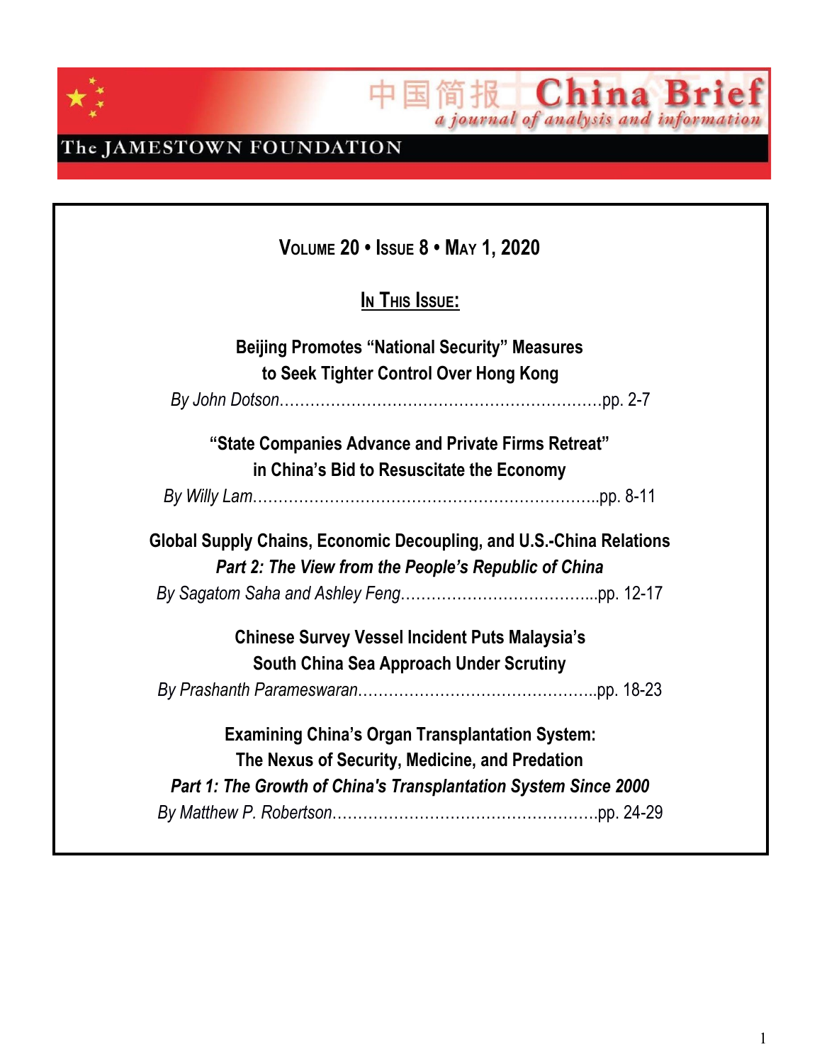# 中国简报 China Brief

*a journal of analysis and information*

The JAMESTOWN FOUNDATION

**VOLUME 20 • ISSUE 8 • MAY 1, 2020**

**IN THIS ISSUE:**

**Beijing Promotes "National Security" Measures to Seek Tighter Control Over Hong Kong**
*By John Dotson*……………………………………………………pp. 2-7

**"State Companies Advance and Private Firms Retreat" in China's Bid to Resuscitate the Economy**
*By Willy Lam*……………………………………………………pp. 8-11

**Global Supply Chains, Economic Decoupling, and U.S.-China Relations**
***Part 2: The View from the People's Republic of China***
*By Sagatom Saha and Ashley Feng*……………………………pp. 12-17

**Chinese Survey Vessel Incident Puts Malaysia's South China Sea Approach Under Scrutiny**
*By Prashanth Parameswaran*…………………………………pp. 18-23

**Examining China's Organ Transplantation System: The Nexus of Security, Medicine, and Predation**
***Part 1: The Growth of China's Transplantation System Since 2000***
*By Matthew P. Robertson*………………………………………pp. 24-29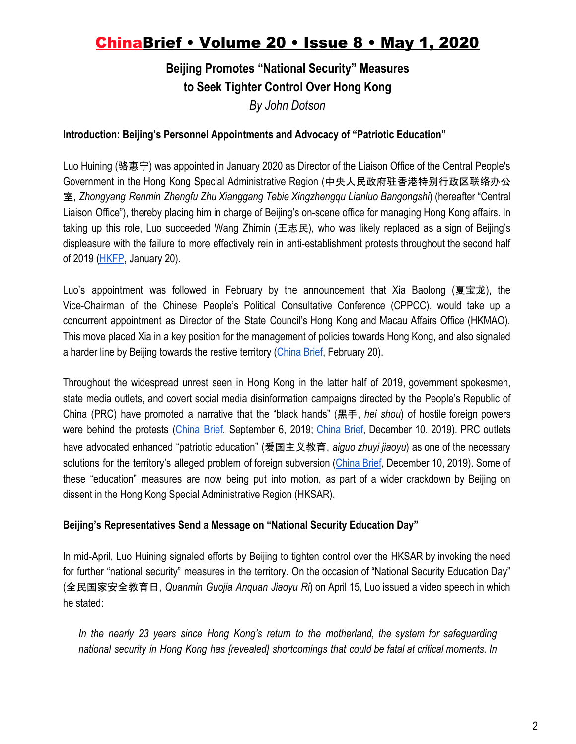## Beijing Promotes "National Security" Measures to Seek Tighter Control Over Hong Kong

*By John Dotson*

### Introduction: Beijing's Personnel Appointments and Advocacy of "Patriotic Education"

Luo Huining (骆惠宁) was appointed in January 2020 as Director of the Liaison Office of the Central People's Government in the Hong Kong Special Administrative Region (中央人民政府驻香港特别行政区联络办公室, *Zhongyang Renmin Zhengfu Zhu Xianggang Tebie Xingzhengqu Lianluo Bangongshi*) (hereafter "Central Liaison Office"), thereby placing him in charge of Beijing's on-scene office for managing Hong Kong affairs. In taking up this role, Luo succeeded Wang Zhimin (王志民), who was likely replaced as a sign of Beijing's displeasure with the failure to more effectively rein in anti-establishment protests throughout the second half of 2019 (HKFP, January 20).

Luo's appointment was followed in February by the announcement that Xia Baolong (夏宝龙), the Vice-Chairman of the Chinese People's Political Consultative Conference (CPPCC), would take up a concurrent appointment as Director of the State Council's Hong Kong and Macau Affairs Office (HKMAO). This move placed Xia in a key position for the management of policies towards Hong Kong, and also signaled a harder line by Beijing towards the restive territory (China Brief, February 20).

Throughout the widespread unrest seen in Hong Kong in the latter half of 2019, government spokesmen, state media outlets, and covert social media disinformation campaigns directed by the People's Republic of China (PRC) have promoted a narrative that the "black hands" (黑手, *hei shou*) of hostile foreign powers were behind the protests (China Brief, September 6, 2019; China Brief, December 10, 2019). PRC outlets have advocated enhanced "patriotic education" (爱国主义教育, *aiguo zhuyi jiaoyu*) as one of the necessary solutions for the territory's alleged problem of foreign subversion (China Brief, December 10, 2019). Some of these "education" measures are now being put into motion, as part of a wider crackdown by Beijing on dissent in the Hong Kong Special Administrative Region (HKSAR).

### Beijing's Representatives Send a Message on "National Security Education Day"

In mid-April, Luo Huining signaled efforts by Beijing to tighten control over the HKSAR by invoking the need for further "national security" measures in the territory. On the occasion of "National Security Education Day" (全民国家安全教育日, *Quanmin Guojia Anquan Jiaoyu Ri*) on April 15, Luo issued a video speech in which he stated:

> *In the nearly 23 years since Hong Kong's return to the motherland, the system for safeguarding national security in Hong Kong has [revealed] shortcomings that could be fatal at critical moments. In*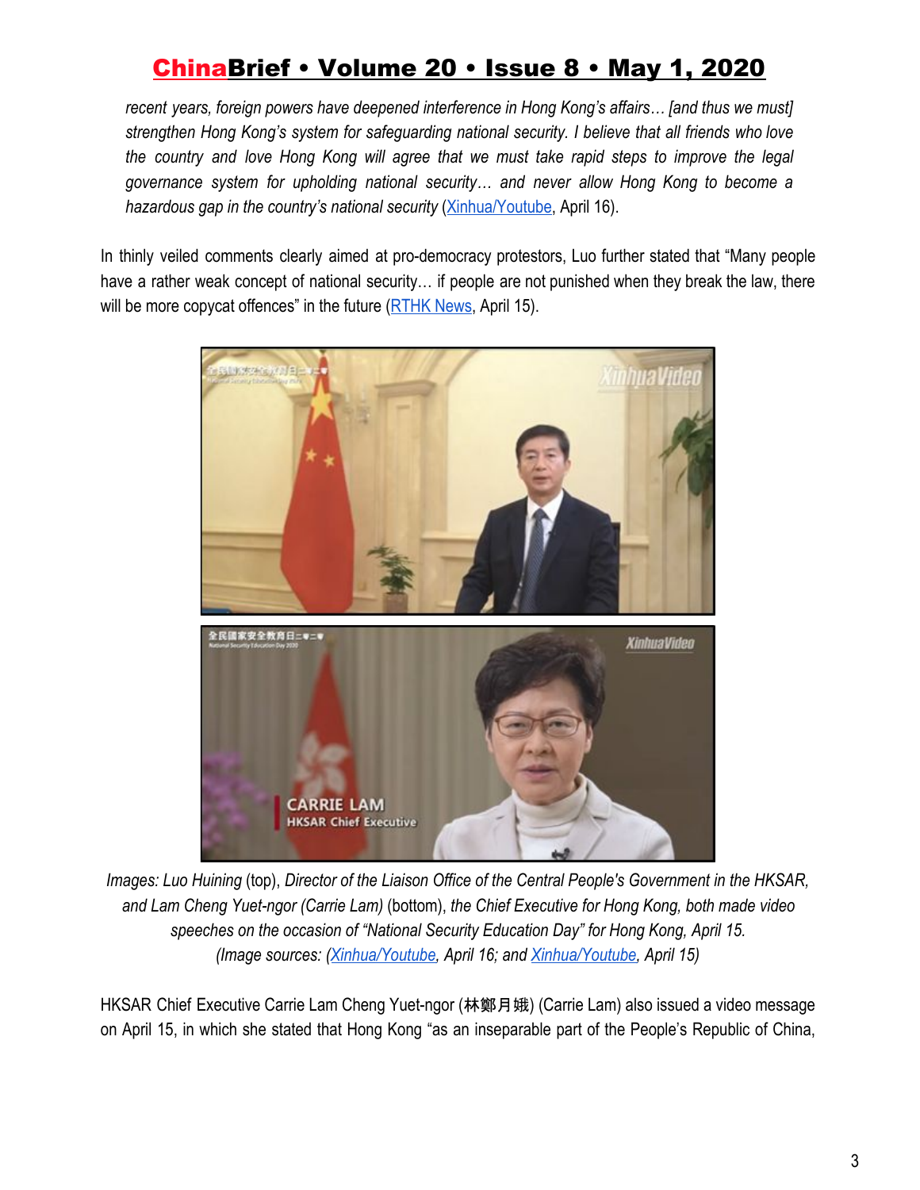*recent years, foreign powers have deepened interference in Hong Kong's affairs… [and thus we must] strengthen Hong Kong's system for safeguarding national security. I believe that all friends who love the country and love Hong Kong will agree that we must take rapid steps to improve the legal governance system for upholding national security… and never allow Hong Kong to become a hazardous gap in the country's national security* (Xinhua/Youtube, April 16).

In thinly veiled comments clearly aimed at pro-democracy protestors, Luo further stated that "Many people have a rather weak concept of national security… if people are not punished when they break the law, there will be more copycat offences" in the future (RTHK News, April 15).

*Images: Luo Huining (top), Director of the Liaison Office of the Central People's Government in the HKSAR, and Lam Cheng Yuet-ngor (Carrie Lam) (bottom), the Chief Executive for Hong Kong, both made video speeches on the occasion of "National Security Education Day" for Hong Kong, April 15. (Image sources: (Xinhua/Youtube, April 16; and Xinhua/Youtube, April 15)*

HKSAR Chief Executive Carrie Lam Cheng Yuet-ngor (林鄭月娥) (Carrie Lam) also issued a video message on April 15, in which she stated that Hong Kong "as an inseparable part of the People's Republic of China,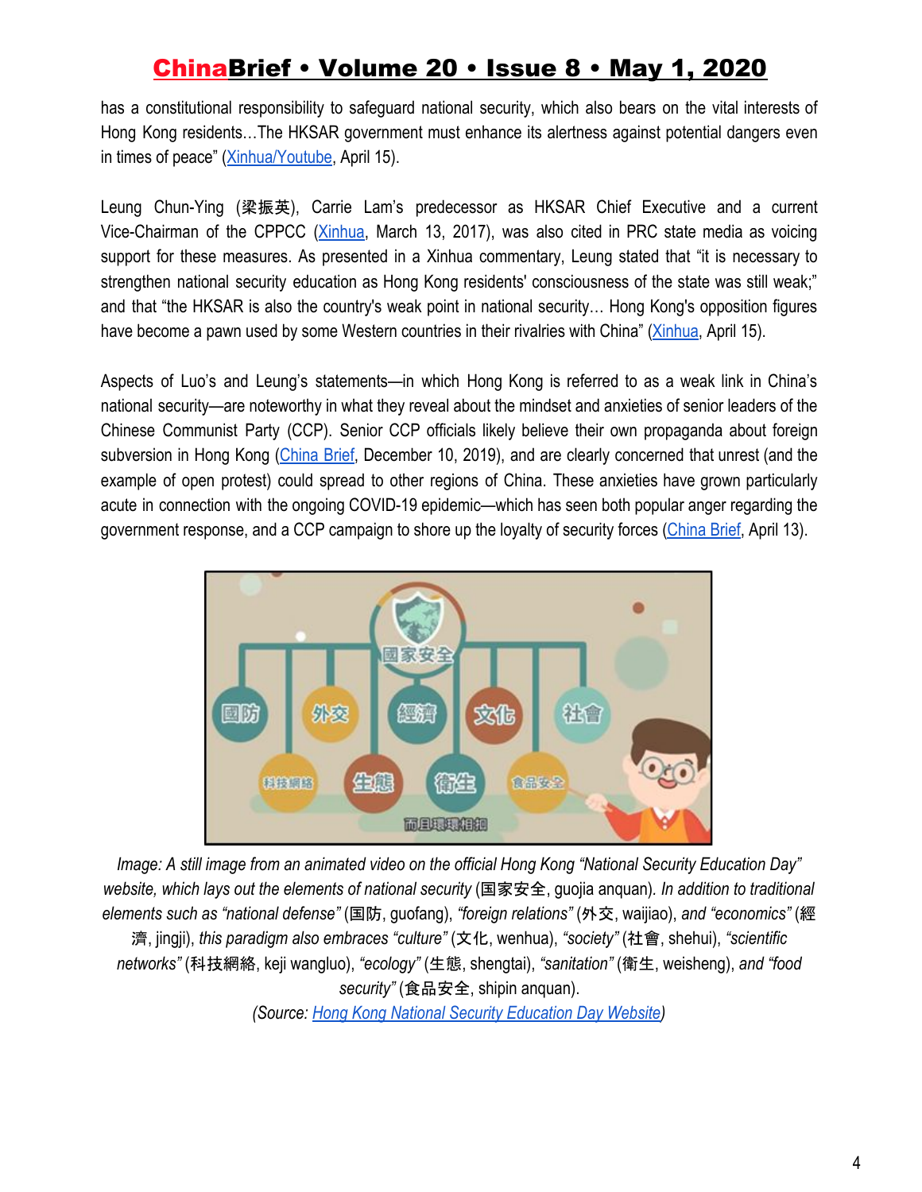has a constitutional responsibility to safeguard national security, which also bears on the vital interests of Hong Kong residents…The HKSAR government must enhance its alertness against potential dangers even in times of peace" (Xinhua/Youtube, April 15).

Leung Chun-Ying (梁振英), Carrie Lam's predecessor as HKSAR Chief Executive and a current Vice-Chairman of the CPPCC (Xinhua, March 13, 2017), was also cited in PRC state media as voicing support for these measures. As presented in a Xinhua commentary, Leung stated that "it is necessary to strengthen national security education as Hong Kong residents' consciousness of the state was still weak;" and that "the HKSAR is also the country's weak point in national security… Hong Kong's opposition figures have become a pawn used by some Western countries in their rivalries with China" (Xinhua, April 15).

Aspects of Luo's and Leung's statements—in which Hong Kong is referred to as a weak link in China's national security—are noteworthy in what they reveal about the mindset and anxieties of senior leaders of the Chinese Communist Party (CCP). Senior CCP officials likely believe their own propaganda about foreign subversion in Hong Kong (China Brief, December 10, 2019), and are clearly concerned that unrest (and the example of open protest) could spread to other regions of China. These anxieties have grown particularly acute in connection with the ongoing COVID-19 epidemic—which has seen both popular anger regarding the government response, and a CCP campaign to shore up the loyalty of security forces (China Brief, April 13).

*Image: A still image from an animated video on the official Hong Kong "National Security Education Day" website, which lays out the elements of national security* (国家安全, guojia anquan). *In addition to traditional elements such as "national defense"* (国防, guofang), *"foreign relations"* (外交, waijiao), *and "economics"* (經濟, jingji), *this paradigm also embraces "culture"* (文化, wenhua), *"society"* (社會, shehui), *"scientific networks"* (科技網絡, keji wangluo), *"ecology"* (生態, shengtai), *"sanitation"* (衛生, weisheng), *and "food security"* (食品安全, shipin anquan).

*(Source: Hong Kong National Security Education Day Website)*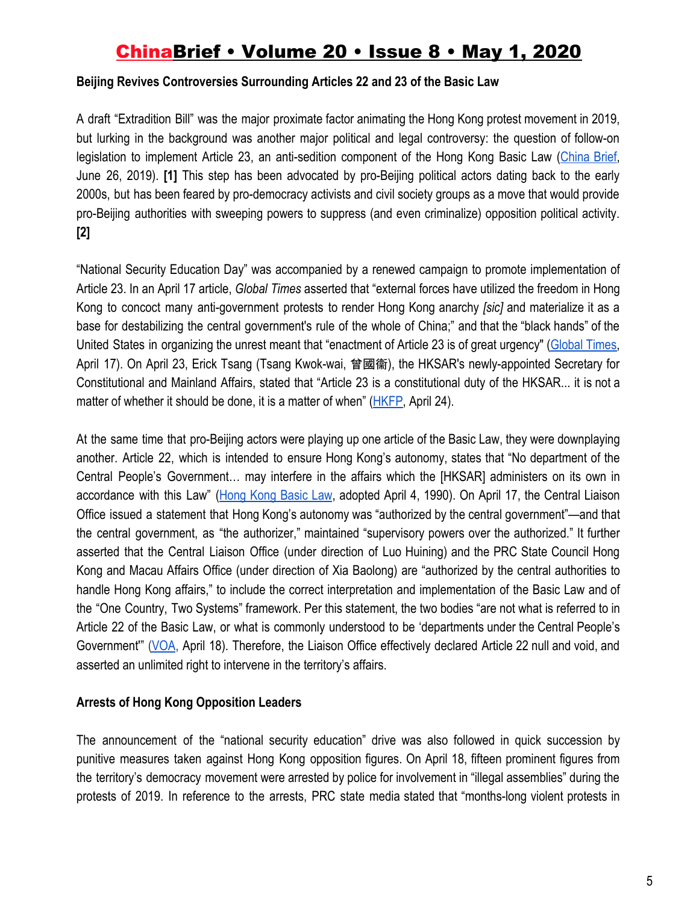**Beijing Revives Controversies Surrounding Articles 22 and 23 of the Basic Law**

A draft "Extradition Bill" was the major proximate factor animating the Hong Kong protest movement in 2019, but lurking in the background was another major political and legal controversy: the question of follow-on legislation to implement Article 23, an anti-sedition component of the Hong Kong Basic Law (China Brief, June 26, 2019). **[1]** This step has been advocated by pro-Beijing political actors dating back to the early 2000s, but has been feared by pro-democracy activists and civil society groups as a move that would provide pro-Beijing authorities with sweeping powers to suppress (and even criminalize) opposition political activity. **[2]**

"National Security Education Day" was accompanied by a renewed campaign to promote implementation of Article 23. In an April 17 article, *Global Times* asserted that "external forces have utilized the freedom in Hong Kong to concoct many anti-government protests to render Hong Kong anarchy *[sic]* and materialize it as a base for destabilizing the central government's rule of the whole of China;" and that the "black hands" of the United States in organizing the unrest meant that "enactment of Article 23 is of great urgency" (Global Times, April 17). On April 23, Erick Tsang (Tsang Kwok-wai, 曾國衞), the HKSAR's newly-appointed Secretary for Constitutional and Mainland Affairs, stated that "Article 23 is a constitutional duty of the HKSAR... it is not a matter of whether it should be done, it is a matter of when" (HKFP, April 24).

At the same time that pro-Beijing actors were playing up one article of the Basic Law, they were downplaying another. Article 22, which is intended to ensure Hong Kong's autonomy, states that "No department of the Central People's Government… may interfere in the affairs which the [HKSAR] administers on its own in accordance with this Law" (Hong Kong Basic Law, adopted April 4, 1990). On April 17, the Central Liaison Office issued a statement that Hong Kong's autonomy was "authorized by the central government"—and that the central government, as "the authorizer," maintained "supervisory powers over the authorized." It further asserted that the Central Liaison Office (under direction of Luo Huining) and the PRC State Council Hong Kong and Macau Affairs Office (under direction of Xia Baolong) are "authorized by the central authorities to handle Hong Kong affairs," to include the correct interpretation and implementation of the Basic Law and of the "One Country, Two Systems" framework. Per this statement, the two bodies "are not what is referred to in Article 22 of the Basic Law, or what is commonly understood to be 'departments under the Central People's Government'" (VOA, April 18). Therefore, the Liaison Office effectively declared Article 22 null and void, and asserted an unlimited right to intervene in the territory's affairs.

**Arrests of Hong Kong Opposition Leaders**

The announcement of the "national security education" drive was also followed in quick succession by punitive measures taken against Hong Kong opposition figures. On April 18, fifteen prominent figures from the territory's democracy movement were arrested by police for involvement in "illegal assemblies" during the protests of 2019. In reference to the arrests, PRC state media stated that "months-long violent protests in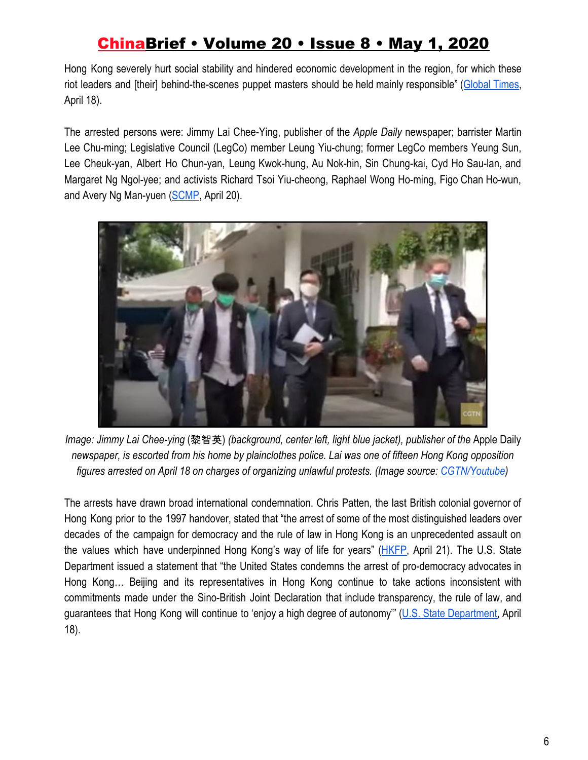Hong Kong severely hurt social stability and hindered economic development in the region, for which these riot leaders and [their] behind-the-scenes puppet masters should be held mainly responsible" (Global Times, April 18).

The arrested persons were: Jimmy Lai Chee-Ying, publisher of the *Apple Daily* newspaper; barrister Martin Lee Chu-ming; Legislative Council (LegCo) member Leung Yiu-chung; former LegCo members Yeung Sun, Lee Cheuk-yan, Albert Ho Chun-yan, Leung Kwok-hung, Au Nok-hin, Sin Chung-kai, Cyd Ho Sau-lan, and Margaret Ng Ngol-yee; and activists Richard Tsoi Yiu-cheong, Raphael Wong Ho-ming, Figo Chan Ho-wun, and Avery Ng Man-yuen (SCMP, April 20).

*Image: Jimmy Lai Chee-ying* (黎智英) *(background, center left, light blue jacket), publisher of the* Apple Daily *newspaper, is escorted from his home by plainclothes police. Lai was one of fifteen Hong Kong opposition figures arrested on April 18 on charges of organizing unlawful protests. (Image source: CGTN/Youtube)*

The arrests have drawn broad international condemnation. Chris Patten, the last British colonial governor of Hong Kong prior to the 1997 handover, stated that "the arrest of some of the most distinguished leaders over decades of the campaign for democracy and the rule of law in Hong Kong is an unprecedented assault on the values which have underpinned Hong Kong's way of life for years" (HKFP, April 21). The U.S. State Department issued a statement that "the United States condemns the arrest of pro-democracy advocates in Hong Kong… Beijing and its representatives in Hong Kong continue to take actions inconsistent with commitments made under the Sino-British Joint Declaration that include transparency, the rule of law, and guarantees that Hong Kong will continue to 'enjoy a high degree of autonomy'" (U.S. State Department, April 18).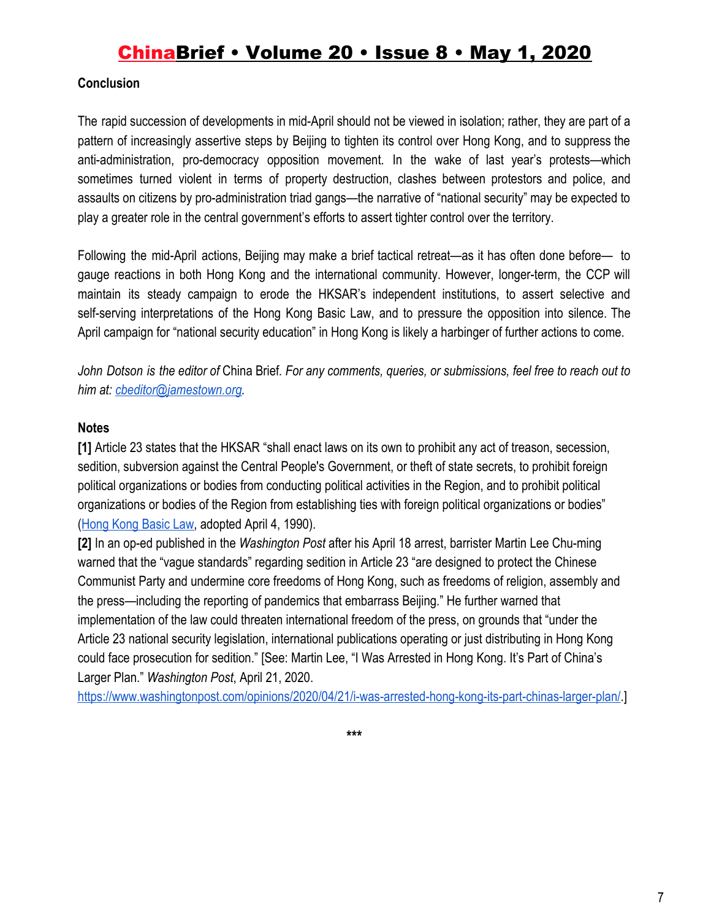### Conclusion

The rapid succession of developments in mid-April should not be viewed in isolation; rather, they are part of a pattern of increasingly assertive steps by Beijing to tighten its control over Hong Kong, and to suppress the anti-administration, pro-democracy opposition movement. In the wake of last year's protests—which sometimes turned violent in terms of property destruction, clashes between protestors and police, and assaults on citizens by pro-administration triad gangs—the narrative of "national security" may be expected to play a greater role in the central government's efforts to assert tighter control over the territory.

Following the mid-April actions, Beijing may make a brief tactical retreat—as it has often done before— to gauge reactions in both Hong Kong and the international community. However, longer-term, the CCP will maintain its steady campaign to erode the HKSAR's independent institutions, to assert selective and self-serving interpretations of the Hong Kong Basic Law, and to pressure the opposition into silence. The April campaign for "national security education" in Hong Kong is likely a harbinger of further actions to come.

*John Dotson is the editor of* China Brief*. For any comments, queries, or submissions, feel free to reach out to him at: cbeditor@jamestown.org.*

### Notes

**[1]** Article 23 states that the HKSAR "shall enact laws on its own to prohibit any act of treason, secession, sedition, subversion against the Central People's Government, or theft of state secrets, to prohibit foreign political organizations or bodies from conducting political activities in the Region, and to prohibit political organizations or bodies of the Region from establishing ties with foreign political organizations or bodies" (Hong Kong Basic Law, adopted April 4, 1990).

**[2]** In an op-ed published in the *Washington Post* after his April 18 arrest, barrister Martin Lee Chu-ming warned that the "vague standards" regarding sedition in Article 23 "are designed to protect the Chinese Communist Party and undermine core freedoms of Hong Kong, such as freedoms of religion, assembly and the press—including the reporting of pandemics that embarrass Beijing." He further warned that implementation of the law could threaten international freedom of the press, on grounds that "under the Article 23 national security legislation, international publications operating or just distributing in Hong Kong could face prosecution for sedition." [See: Martin Lee, "I Was Arrested in Hong Kong. It's Part of China's Larger Plan." *Washington Post*, April 21, 2020. https://www.washingtonpost.com/opinions/2020/04/21/i-was-arrested-hong-kong-its-part-chinas-larger-plan/.]

***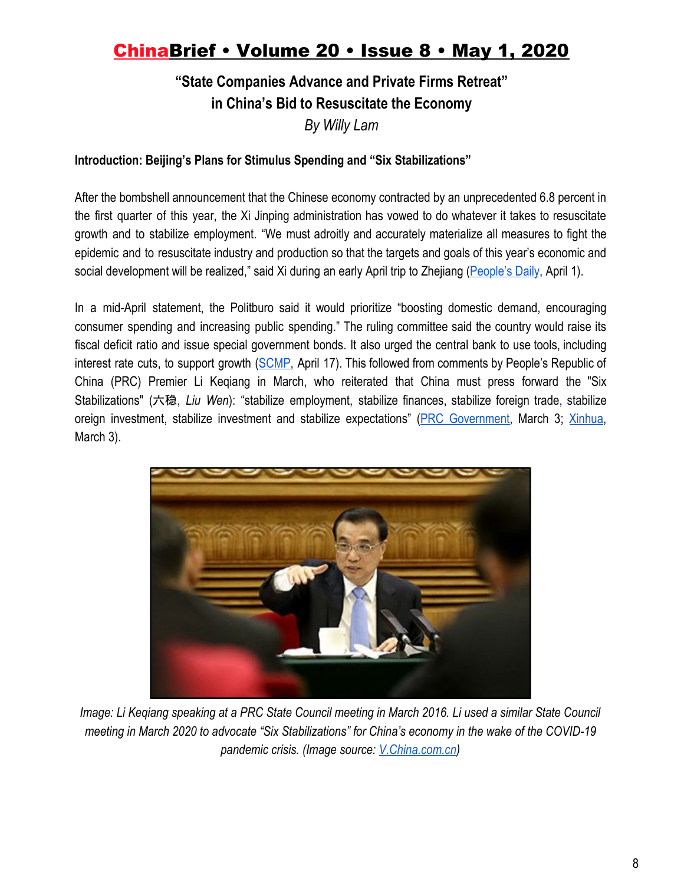## "State Companies Advance and Private Firms Retreat" in China's Bid to Resuscitate the Economy

*By Willy Lam*

**Introduction: Beijing's Plans for Stimulus Spending and "Six Stabilizations"**

After the bombshell announcement that the Chinese economy contracted by an unprecedented 6.8 percent in the first quarter of this year, the Xi Jinping administration has vowed to do whatever it takes to resuscitate growth and to stabilize employment. "We must adroitly and accurately materialize all measures to fight the epidemic and to resuscitate industry and production so that the targets and goals of this year's economic and social development will be realized," said Xi during an early April trip to Zhejiang (People's Daily, April 1).

In a mid-April statement, the Politburo said it would prioritize "boosting domestic demand, encouraging consumer spending and increasing public spending." The ruling committee said the country would raise its fiscal deficit ratio and issue special government bonds. It also urged the central bank to use tools, including interest rate cuts, to support growth (SCMP, April 17). This followed from comments by People's Republic of China (PRC) Premier Li Keqiang in March, who reiterated that China must press forward the "Six Stabilizations" (六稳, *Liu Wen*): "stabilize employment, stabilize finances, stabilize foreign trade, stabilize oreign investment, stabilize investment and stabilize expectations" (PRC Government, March 3; Xinhua, March 3).

*Image: Li Keqiang speaking at a PRC State Council meeting in March 2016. Li used a similar State Council meeting in March 2020 to advocate "Six Stabilizations" for China's economy in the wake of the COVID-19 pandemic crisis. (Image source: V.China.com.cn)*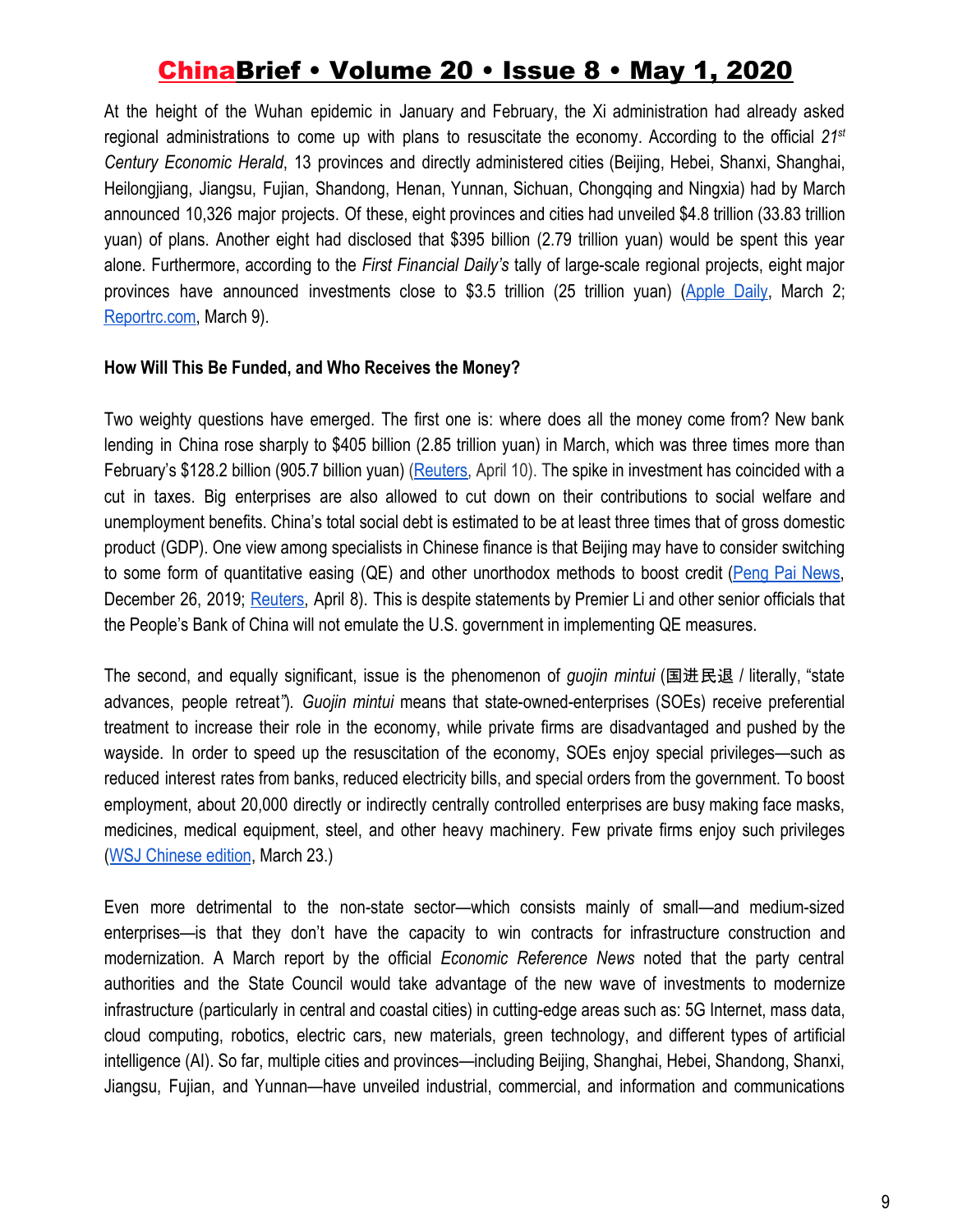At the height of the Wuhan epidemic in January and February, the Xi administration had already asked regional administrations to come up with plans to resuscitate the economy. According to the official *21st Century Economic Herald*, 13 provinces and directly administered cities (Beijing, Hebei, Shanxi, Shanghai, Heilongjiang, Jiangsu, Fujian, Shandong, Henan, Yunnan, Sichuan, Chongqing and Ningxia) had by March announced 10,326 major projects. Of these, eight provinces and cities had unveiled $4.8 trillion (33.83 trillion yuan) of plans. Another eight had disclosed that $395 billion (2.79 trillion yuan) would be spent this year alone. Furthermore, according to the *First Financial Daily's* tally of large-scale regional projects, eight major provinces have announced investments close to $3.5 trillion (25 trillion yuan) (Apple Daily, March 2; Reportrc.com, March 9).

**How Will This Be Funded, and Who Receives the Money?**

Two weighty questions have emerged. The first one is: where does all the money come from? New bank lending in China rose sharply to $405 billion (2.85 trillion yuan) in March, which was three times more than February's $128.2 billion (905.7 billion yuan) (Reuters, April 10). The spike in investment has coincided with a cut in taxes. Big enterprises are also allowed to cut down on their contributions to social welfare and unemployment benefits. China's total social debt is estimated to be at least three times that of gross domestic product (GDP). One view among specialists in Chinese finance is that Beijing may have to consider switching to some form of quantitative easing (QE) and other unorthodox methods to boost credit (Peng Pai News, December 26, 2019; Reuters, April 8). This is despite statements by Premier Li and other senior officials that the People's Bank of China will not emulate the U.S. government in implementing QE measures.

The second, and equally significant, issue is the phenomenon of *guojin mintui* (国进民退 / literally, "state advances, people retreat"). *Guojin mintui* means that state-owned-enterprises (SOEs) receive preferential treatment to increase their role in the economy, while private firms are disadvantaged and pushed by the wayside. In order to speed up the resuscitation of the economy, SOEs enjoy special privileges—such as reduced interest rates from banks, reduced electricity bills, and special orders from the government. To boost employment, about 20,000 directly or indirectly centrally controlled enterprises are busy making face masks, medicines, medical equipment, steel, and other heavy machinery. Few private firms enjoy such privileges (WSJ Chinese edition, March 23.)

Even more detrimental to the non-state sector—which consists mainly of small—and medium-sized enterprises—is that they don't have the capacity to win contracts for infrastructure construction and modernization. A March report by the official *Economic Reference News* noted that the party central authorities and the State Council would take advantage of the new wave of investments to modernize infrastructure (particularly in central and coastal cities) in cutting-edge areas such as: 5G Internet, mass data, cloud computing, robotics, electric cars, new materials, green technology, and different types of artificial intelligence (AI). So far, multiple cities and provinces—including Beijing, Shanghai, Hebei, Shandong, Shanxi, Jiangsu, Fujian, and Yunnan—have unveiled industrial, commercial, and information and communications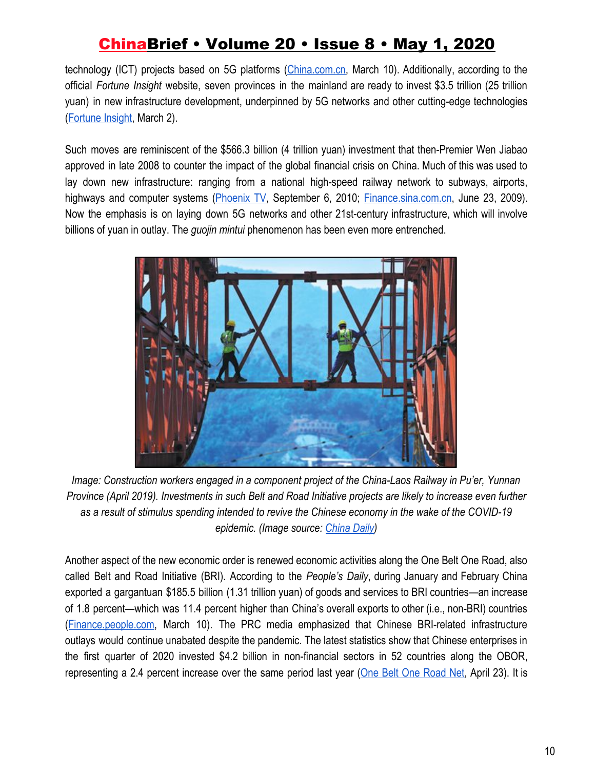technology (ICT) projects based on 5G platforms (China.com.cn, March 10). Additionally, according to the official *Fortune Insight* website, seven provinces in the mainland are ready to invest $3.5 trillion (25 trillion yuan) in new infrastructure development, underpinned by 5G networks and other cutting-edge technologies (Fortune Insight, March 2).

Such moves are reminiscent of the $566.3 billion (4 trillion yuan) investment that then-Premier Wen Jiabao approved in late 2008 to counter the impact of the global financial crisis on China. Much of this was used to lay down new infrastructure: ranging from a national high-speed railway network to subways, airports, highways and computer systems (Phoenix TV, September 6, 2010; Finance.sina.com.cn, June 23, 2009). Now the emphasis is on laying down 5G networks and other 21st-century infrastructure, which will involve billions of yuan in outlay. The *guojin mintui* phenomenon has been even more entrenched.

*Image: Construction workers engaged in a component project of the China-Laos Railway in Pu'er, Yunnan Province (April 2019). Investments in such Belt and Road Initiative projects are likely to increase even further as a result of stimulus spending intended to revive the Chinese economy in the wake of the COVID-19 epidemic. (Image source: China Daily)*

Another aspect of the new economic order is renewed economic activities along the One Belt One Road, also called Belt and Road Initiative (BRI). According to the *People's Daily*, during January and February China exported a gargantuan $185.5 billion (1.31 trillion yuan) of goods and services to BRI countries—an increase of 1.8 percent—which was 11.4 percent higher than China's overall exports to other (i.e., non-BRI) countries (Finance.people.com, March 10). The PRC media emphasized that Chinese BRI-related infrastructure outlays would continue unabated despite the pandemic. The latest statistics show that Chinese enterprises in the first quarter of 2020 invested $4.2 billion in non-financial sectors in 52 countries along the OBOR, representing a 2.4 percent increase over the same period last year (One Belt One Road Net, April 23). It is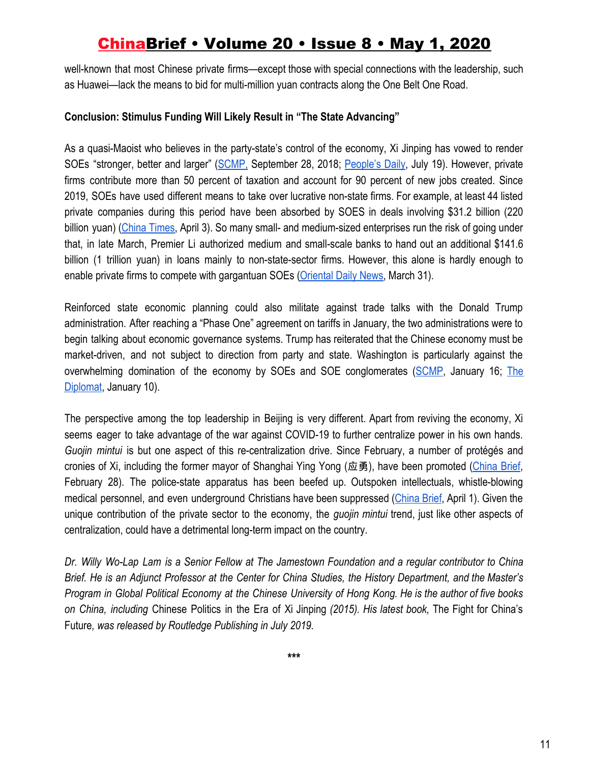well-known that most Chinese private firms—except those with special connections with the leadership, such as Huawei—lack the means to bid for multi-million yuan contracts along the One Belt One Road.

**Conclusion: Stimulus Funding Will Likely Result in "The State Advancing"**

As a quasi-Maoist who believes in the party-state's control of the economy, Xi Jinping has vowed to render SOEs "stronger, better and larger" (SCMP, September 28, 2018; People's Daily, July 19). However, private firms contribute more than 50 percent of taxation and account for 90 percent of new jobs created. Since 2019, SOEs have used different means to take over lucrative non-state firms. For example, at least 44 listed private companies during this period have been absorbed by SOES in deals involving $31.2 billion (220 billion yuan) (China Times, April 3). So many small- and medium-sized enterprises run the risk of going under that, in late March, Premier Li authorized medium and small-scale banks to hand out an additional $141.6 billion (1 trillion yuan) in loans mainly to non-state-sector firms. However, this alone is hardly enough to enable private firms to compete with gargantuan SOEs (Oriental Daily News, March 31).

Reinforced state economic planning could also militate against trade talks with the Donald Trump administration. After reaching a "Phase One" agreement on tariffs in January, the two administrations were to begin talking about economic governance systems. Trump has reiterated that the Chinese economy must be market-driven, and not subject to direction from party and state. Washington is particularly against the overwhelming domination of the economy by SOEs and SOE conglomerates (SCMP, January 16; The Diplomat, January 10).

The perspective among the top leadership in Beijing is very different. Apart from reviving the economy, Xi seems eager to take advantage of the war against COVID-19 to further centralize power in his own hands. *Guojin mintui* is but one aspect of this re-centralization drive. Since February, a number of protégés and cronies of Xi, including the former mayor of Shanghai Ying Yong (应勇), have been promoted (China Brief, February 28). The police-state apparatus has been beefed up. Outspoken intellectuals, whistle-blowing medical personnel, and even underground Christians have been suppressed (China Brief, April 1). Given the unique contribution of the private sector to the economy, the *guojin mintui* trend, just like other aspects of centralization, could have a detrimental long-term impact on the country.

*Dr. Willy Wo-Lap Lam is a Senior Fellow at The Jamestown Foundation and a regular contributor to China Brief. He is an Adjunct Professor at the Center for China Studies, the History Department, and the Master's Program in Global Political Economy at the Chinese University of Hong Kong. He is the author of five books on China, including* Chinese Politics in the Era of Xi Jinping *(2015). His latest book,* The Fight for China's Future*, was released by Routledge Publishing in July 2019.*

***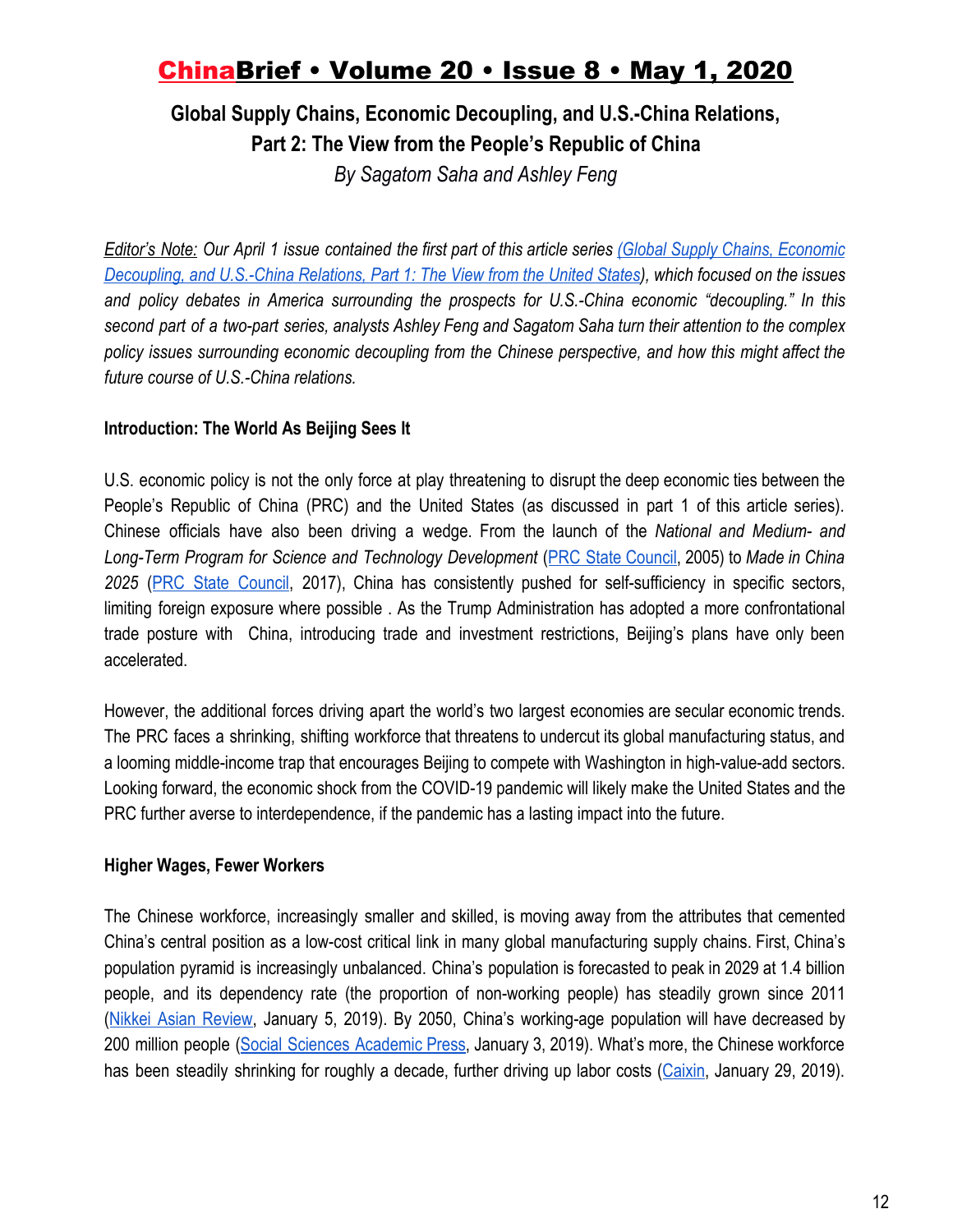# ChinaBrief • Volume 20 • Issue 8 • May 1, 2020

## Global Supply Chains, Economic Decoupling, and U.S.-China Relations, Part 2: The View from the People's Republic of China

*By Sagatom Saha and Ashley Feng*

*Editor's Note: Our April 1 issue contained the first part of this article series (Global Supply Chains, Economic Decoupling, and U.S.-China Relations, Part 1: The View from the United States), which focused on the issues and policy debates in America surrounding the prospects for U.S.-China economic "decoupling." In this second part of a two-part series, analysts Ashley Feng and Sagatom Saha turn their attention to the complex policy issues surrounding economic decoupling from the Chinese perspective, and how this might affect the future course of U.S.-China relations.*

**Introduction: The World As Beijing Sees It**

U.S. economic policy is not the only force at play threatening to disrupt the deep economic ties between the People's Republic of China (PRC) and the United States (as discussed in part 1 of this article series). Chinese officials have also been driving a wedge. From the launch of the *National and Medium- and Long-Term Program for Science and Technology Development* (PRC State Council, 2005) to *Made in China 2025* (PRC State Council, 2017), China has consistently pushed for self-sufficiency in specific sectors, limiting foreign exposure where possible . As the Trump Administration has adopted a more confrontational trade posture with China, introducing trade and investment restrictions, Beijing's plans have only been accelerated.

However, the additional forces driving apart the world's two largest economies are secular economic trends. The PRC faces a shrinking, shifting workforce that threatens to undercut its global manufacturing status, and a looming middle-income trap that encourages Beijing to compete with Washington in high-value-add sectors. Looking forward, the economic shock from the COVID-19 pandemic will likely make the United States and the PRC further averse to interdependence, if the pandemic has a lasting impact into the future.

**Higher Wages, Fewer Workers**

The Chinese workforce, increasingly smaller and skilled, is moving away from the attributes that cemented China's central position as a low-cost critical link in many global manufacturing supply chains. First, China's population pyramid is increasingly unbalanced. China's population is forecasted to peak in 2029 at 1.4 billion people, and its dependency rate (the proportion of non-working people) has steadily grown since 2011 (Nikkei Asian Review, January 5, 2019). By 2050, China's working-age population will have decreased by 200 million people (Social Sciences Academic Press, January 3, 2019). What's more, the Chinese workforce has been steadily shrinking for roughly a decade, further driving up labor costs (Caixin, January 29, 2019).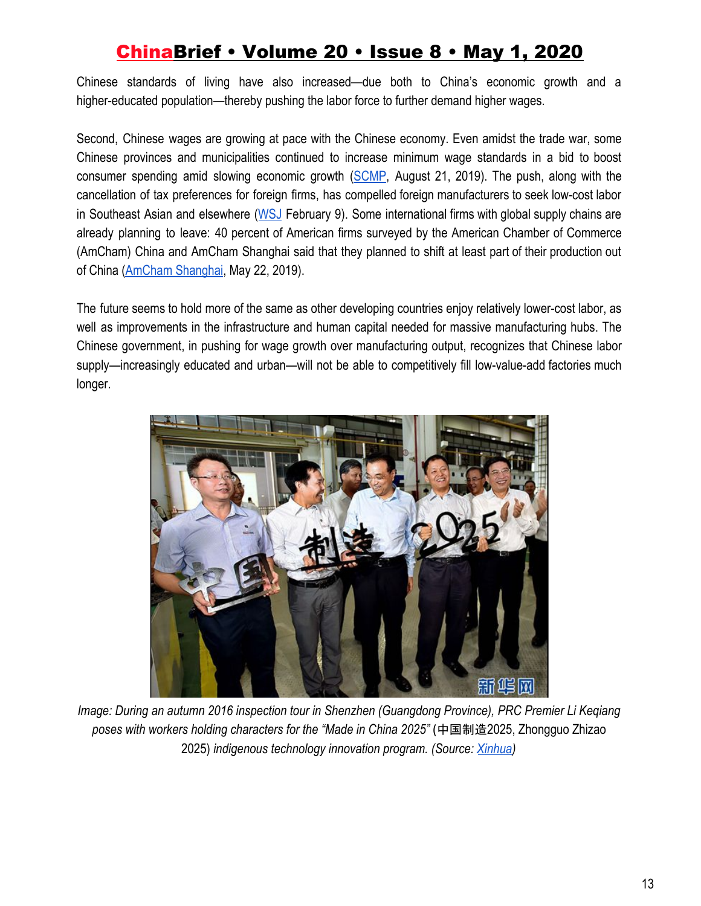Chinese standards of living have also increased—due both to China's economic growth and a higher-educated population—thereby pushing the labor force to further demand higher wages.

Second, Chinese wages are growing at pace with the Chinese economy. Even amidst the trade war, some Chinese provinces and municipalities continued to increase minimum wage standards in a bid to boost consumer spending amid slowing economic growth (SCMP, August 21, 2019). The push, along with the cancellation of tax preferences for foreign firms, has compelled foreign manufacturers to seek low-cost labor in Southeast Asian and elsewhere (WSJ February 9). Some international firms with global supply chains are already planning to leave: 40 percent of American firms surveyed by the American Chamber of Commerce (AmCham) China and AmCham Shanghai said that they planned to shift at least part of their production out of China (AmCham Shanghai, May 22, 2019).

The future seems to hold more of the same as other developing countries enjoy relatively lower-cost labor, as well as improvements in the infrastructure and human capital needed for massive manufacturing hubs. The Chinese government, in pushing for wage growth over manufacturing output, recognizes that Chinese labor supply—increasingly educated and urban—will not be able to competitively fill low-value-add factories much longer.

*Image: During an autumn 2016 inspection tour in Shenzhen (Guangdong Province), PRC Premier Li Keqiang poses with workers holding characters for the "Made in China 2025"* (中国制造2025, Zhongguo Zhizao 2025) *indigenous technology innovation program. (Source: Xinhua)*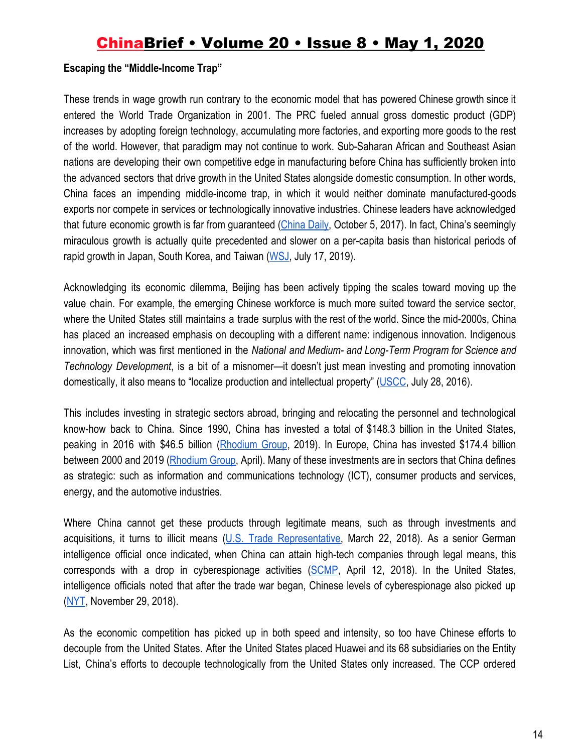**Escaping the "Middle-Income Trap"**

These trends in wage growth run contrary to the economic model that has powered Chinese growth since it entered the World Trade Organization in 2001. The PRC fueled annual gross domestic product (GDP) increases by adopting foreign technology, accumulating more factories, and exporting more goods to the rest of the world. However, that paradigm may not continue to work. Sub-Saharan African and Southeast Asian nations are developing their own competitive edge in manufacturing before China has sufficiently broken into the advanced sectors that drive growth in the United States alongside domestic consumption. In other words, China faces an impending middle-income trap, in which it would neither dominate manufactured-goods exports nor compete in services or technologically innovative industries. Chinese leaders have acknowledged that future economic growth is far from guaranteed (China Daily, October 5, 2017). In fact, China's seemingly miraculous growth is actually quite precedented and slower on a per-capita basis than historical periods of rapid growth in Japan, South Korea, and Taiwan (WSJ, July 17, 2019).

Acknowledging its economic dilemma, Beijing has been actively tipping the scales toward moving up the value chain. For example, the emerging Chinese workforce is much more suited toward the service sector, where the United States still maintains a trade surplus with the rest of the world. Since the mid-2000s, China has placed an increased emphasis on decoupling with a different name: indigenous innovation. Indigenous innovation, which was first mentioned in the *National and Medium- and Long-Term Program for Science and Technology Development*, is a bit of a misnomer—it doesn't just mean investing and promoting innovation domestically, it also means to "localize production and intellectual property" (USCC, July 28, 2016).

This includes investing in strategic sectors abroad, bringing and relocating the personnel and technological know-how back to China. Since 1990, China has invested a total of $148.3 billion in the United States, peaking in 2016 with $46.5 billion (Rhodium Group, 2019). In Europe, China has invested $174.4 billion between 2000 and 2019 (Rhodium Group, April). Many of these investments are in sectors that China defines as strategic: such as information and communications technology (ICT), consumer products and services, energy, and the automotive industries.

Where China cannot get these products through legitimate means, such as through investments and acquisitions, it turns to illicit means (U.S. Trade Representative, March 22, 2018). As a senior German intelligence official once indicated, when China can attain high-tech companies through legal means, this corresponds with a drop in cyberespionage activities (SCMP, April 12, 2018). In the United States, intelligence officials noted that after the trade war began, Chinese levels of cyberespionage also picked up (NYT, November 29, 2018).

As the economic competition has picked up in both speed and intensity, so too have Chinese efforts to decouple from the United States. After the United States placed Huawei and its 68 subsidiaries on the Entity List, China's efforts to decouple technologically from the United States only increased. The CCP ordered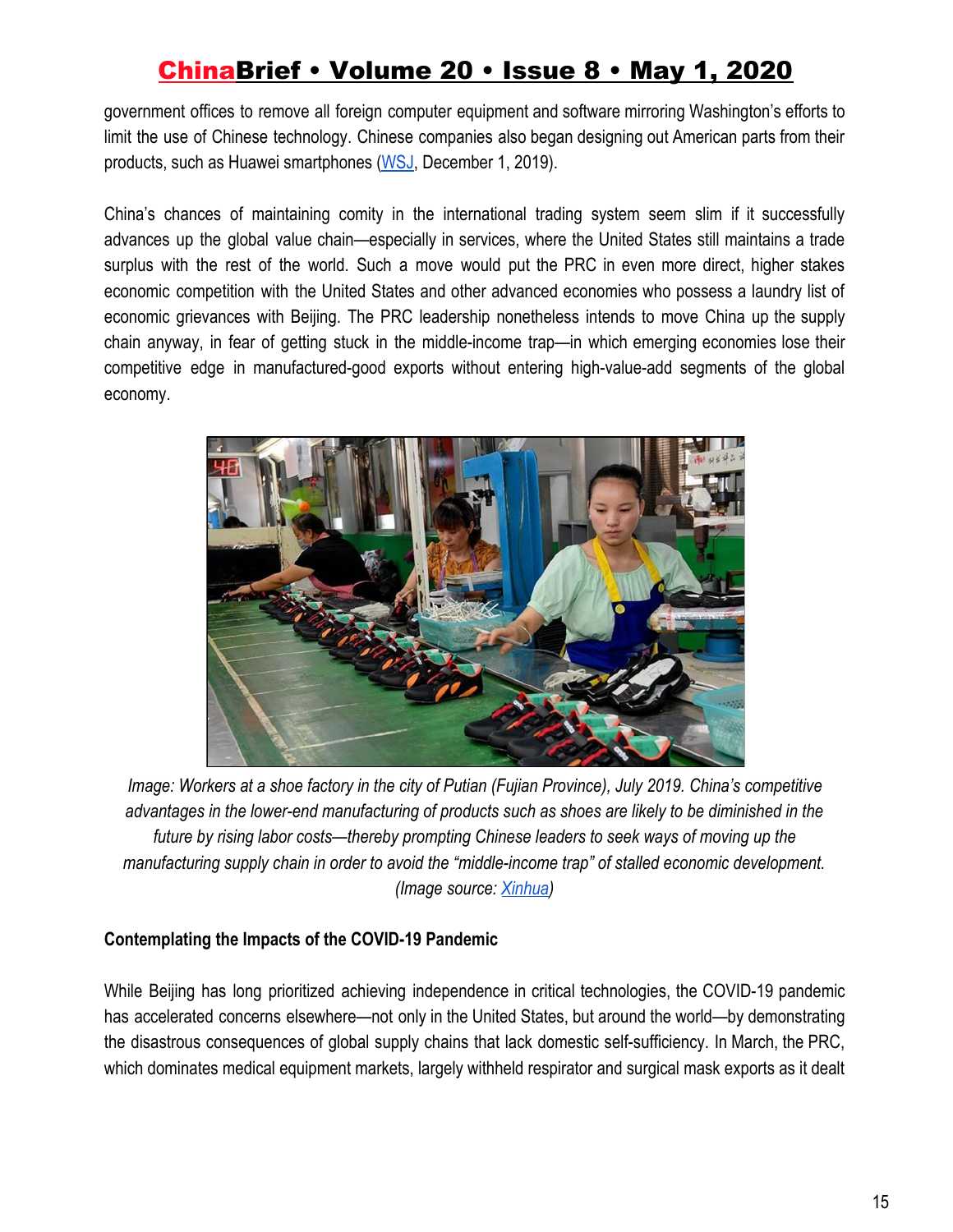government offices to remove all foreign computer equipment and software mirroring Washington's efforts to limit the use of Chinese technology. Chinese companies also began designing out American parts from their products, such as Huawei smartphones (WSJ, December 1, 2019).

China's chances of maintaining comity in the international trading system seem slim if it successfully advances up the global value chain—especially in services, where the United States still maintains a trade surplus with the rest of the world. Such a move would put the PRC in even more direct, higher stakes economic competition with the United States and other advanced economies who possess a laundry list of economic grievances with Beijing. The PRC leadership nonetheless intends to move China up the supply chain anyway, in fear of getting stuck in the middle-income trap—in which emerging economies lose their competitive edge in manufactured-good exports without entering high-value-add segments of the global economy.

*Image: Workers at a shoe factory in the city of Putian (Fujian Province), July 2019. China's competitive advantages in the lower-end manufacturing of products such as shoes are likely to be diminished in the future by rising labor costs—thereby prompting Chinese leaders to seek ways of moving up the manufacturing supply chain in order to avoid the "middle-income trap" of stalled economic development. (Image source: Xinhua)*

**Contemplating the Impacts of the COVID-19 Pandemic**

While Beijing has long prioritized achieving independence in critical technologies, the COVID-19 pandemic has accelerated concerns elsewhere—not only in the United States, but around the world—by demonstrating the disastrous consequences of global supply chains that lack domestic self-sufficiency. In March, the PRC, which dominates medical equipment markets, largely withheld respirator and surgical mask exports as it dealt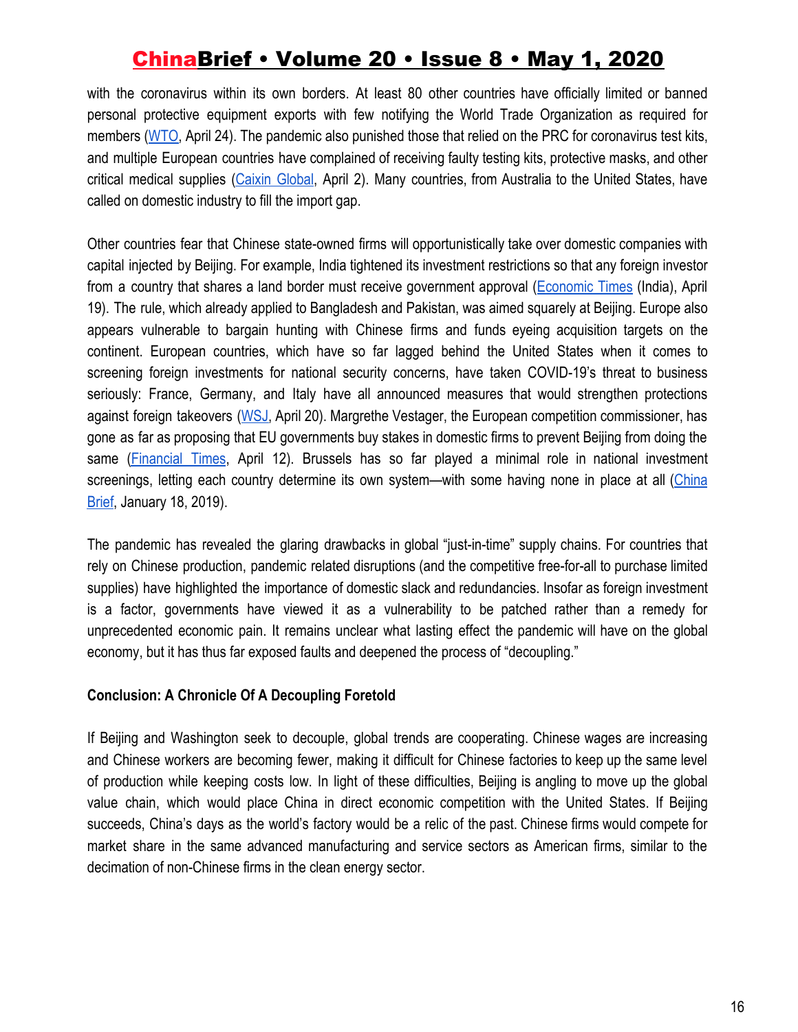with the coronavirus within its own borders. At least 80 other countries have officially limited or banned personal protective equipment exports with few notifying the World Trade Organization as required for members (WTO, April 24). The pandemic also punished those that relied on the PRC for coronavirus test kits, and multiple European countries have complained of receiving faulty testing kits, protective masks, and other critical medical supplies (Caixin Global, April 2). Many countries, from Australia to the United States, have called on domestic industry to fill the import gap.

Other countries fear that Chinese state-owned firms will opportunistically take over domestic companies with capital injected by Beijing. For example, India tightened its investment restrictions so that any foreign investor from a country that shares a land border must receive government approval (Economic Times (India), April 19). The rule, which already applied to Bangladesh and Pakistan, was aimed squarely at Beijing. Europe also appears vulnerable to bargain hunting with Chinese firms and funds eyeing acquisition targets on the continent. European countries, which have so far lagged behind the United States when it comes to screening foreign investments for national security concerns, have taken COVID-19's threat to business seriously: France, Germany, and Italy have all announced measures that would strengthen protections against foreign takeovers (WSJ, April 20). Margrethe Vestager, the European competition commissioner, has gone as far as proposing that EU governments buy stakes in domestic firms to prevent Beijing from doing the same (Financial Times, April 12). Brussels has so far played a minimal role in national investment screenings, letting each country determine its own system—with some having none in place at all (China Brief, January 18, 2019).

The pandemic has revealed the glaring drawbacks in global "just-in-time" supply chains. For countries that rely on Chinese production, pandemic related disruptions (and the competitive free-for-all to purchase limited supplies) have highlighted the importance of domestic slack and redundancies. Insofar as foreign investment is a factor, governments have viewed it as a vulnerability to be patched rather than a remedy for unprecedented economic pain. It remains unclear what lasting effect the pandemic will have on the global economy, but it has thus far exposed faults and deepened the process of "decoupling."

**Conclusion: A Chronicle Of A Decoupling Foretold**

If Beijing and Washington seek to decouple, global trends are cooperating. Chinese wages are increasing and Chinese workers are becoming fewer, making it difficult for Chinese factories to keep up the same level of production while keeping costs low. In light of these difficulties, Beijing is angling to move up the global value chain, which would place China in direct economic competition with the United States. If Beijing succeeds, China's days as the world's factory would be a relic of the past. Chinese firms would compete for market share in the same advanced manufacturing and service sectors as American firms, similar to the decimation of non-Chinese firms in the clean energy sector.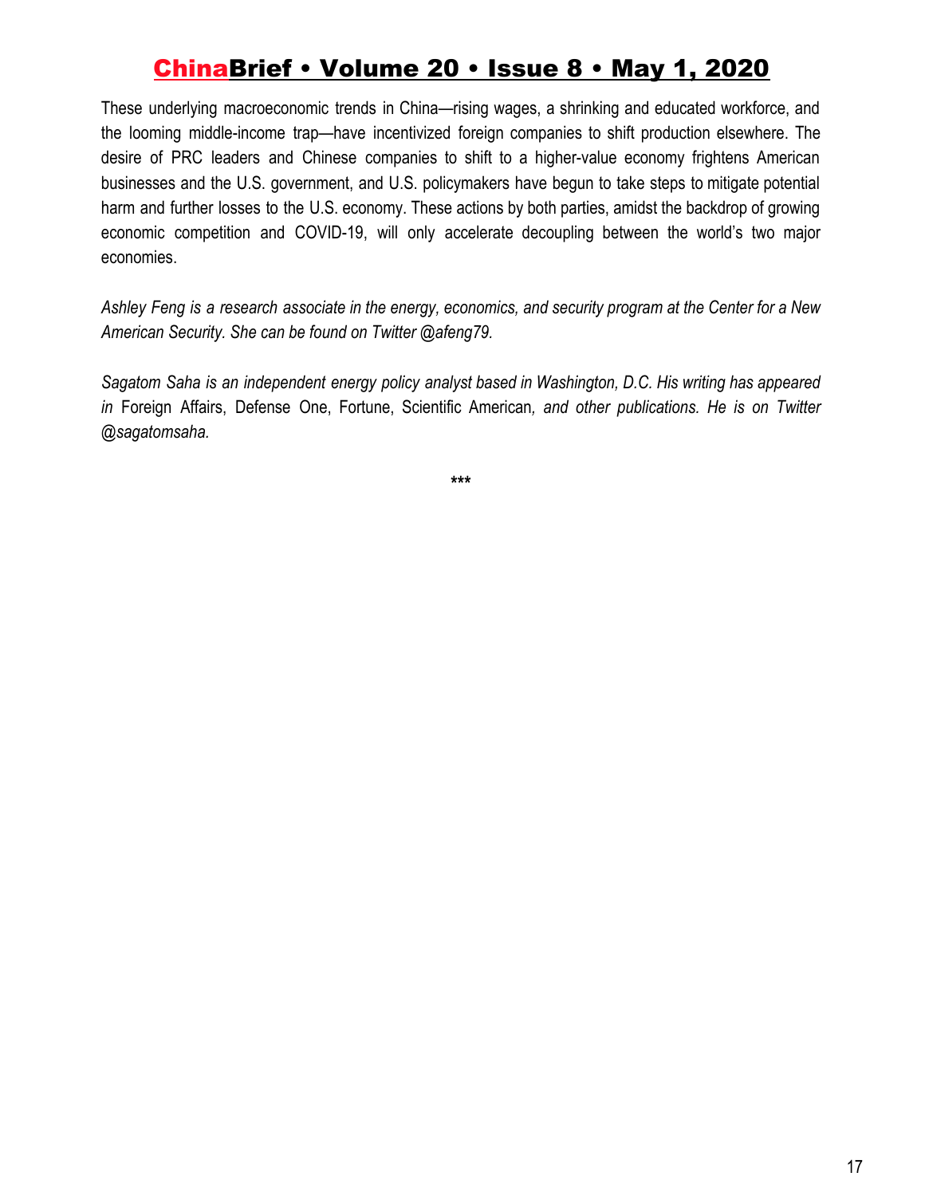These underlying macroeconomic trends in China—rising wages, a shrinking and educated workforce, and the looming middle-income trap—have incentivized foreign companies to shift production elsewhere. The desire of PRC leaders and Chinese companies to shift to a higher-value economy frightens American businesses and the U.S. government, and U.S. policymakers have begun to take steps to mitigate potential harm and further losses to the U.S. economy. These actions by both parties, amidst the backdrop of growing economic competition and COVID-19, will only accelerate decoupling between the world's two major economies.

*Ashley Feng is a research associate in the energy, economics, and security program at the Center for a New American Security. She can be found on Twitter @afeng79.*

*Sagatom Saha is an independent energy policy analyst based in Washington, D.C. His writing has appeared in* Foreign Affairs, Defense One, Fortune, Scientific American*, and other publications. He is on Twitter @sagatomsaha.*

***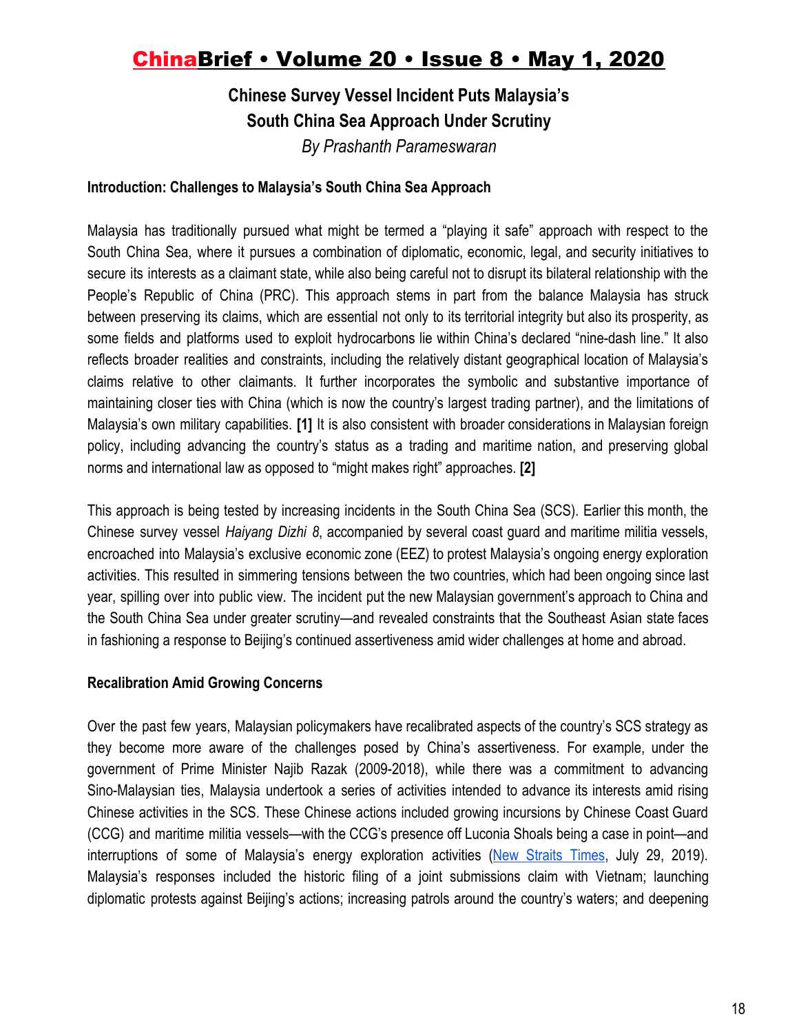## Chinese Survey Vessel Incident Puts Malaysia's South China Sea Approach Under Scrutiny

*By Prashanth Parameswaran*

**Introduction: Challenges to Malaysia's South China Sea Approach**

Malaysia has traditionally pursued what might be termed a "playing it safe" approach with respect to the South China Sea, where it pursues a combination of diplomatic, economic, legal, and security initiatives to secure its interests as a claimant state, while also being careful not to disrupt its bilateral relationship with the People's Republic of China (PRC). This approach stems in part from the balance Malaysia has struck between preserving its claims, which are essential not only to its territorial integrity but also its prosperity, as some fields and platforms used to exploit hydrocarbons lie within China's declared "nine-dash line." It also reflects broader realities and constraints, including the relatively distant geographical location of Malaysia's claims relative to other claimants. It further incorporates the symbolic and substantive importance of maintaining closer ties with China (which is now the country's largest trading partner), and the limitations of Malaysia's own military capabilities. **[1]** It is also consistent with broader considerations in Malaysian foreign policy, including advancing the country's status as a trading and maritime nation, and preserving global norms and international law as opposed to "might makes right" approaches. **[2]**

This approach is being tested by increasing incidents in the South China Sea (SCS). Earlier this month, the Chinese survey vessel *Haiyang Dizhi 8*, accompanied by several coast guard and maritime militia vessels, encroached into Malaysia's exclusive economic zone (EEZ) to protest Malaysia's ongoing energy exploration activities. This resulted in simmering tensions between the two countries, which had been ongoing since last year, spilling over into public view. The incident put the new Malaysian government's approach to China and the South China Sea under greater scrutiny—and revealed constraints that the Southeast Asian state faces in fashioning a response to Beijing's continued assertiveness amid wider challenges at home and abroad.

**Recalibration Amid Growing Concerns**

Over the past few years, Malaysian policymakers have recalibrated aspects of the country's SCS strategy as they become more aware of the challenges posed by China's assertiveness. For example, under the government of Prime Minister Najib Razak (2009-2018), while there was a commitment to advancing Sino-Malaysian ties, Malaysia undertook a series of activities intended to advance its interests amid rising Chinese activities in the SCS. These Chinese actions included growing incursions by Chinese Coast Guard (CCG) and maritime militia vessels—with the CCG's presence off Luconia Shoals being a case in point—and interruptions of some of Malaysia's energy exploration activities (New Straits Times, July 29, 2019). Malaysia's responses included the historic filing of a joint submissions claim with Vietnam; launching diplomatic protests against Beijing's actions; increasing patrols around the country's waters; and deepening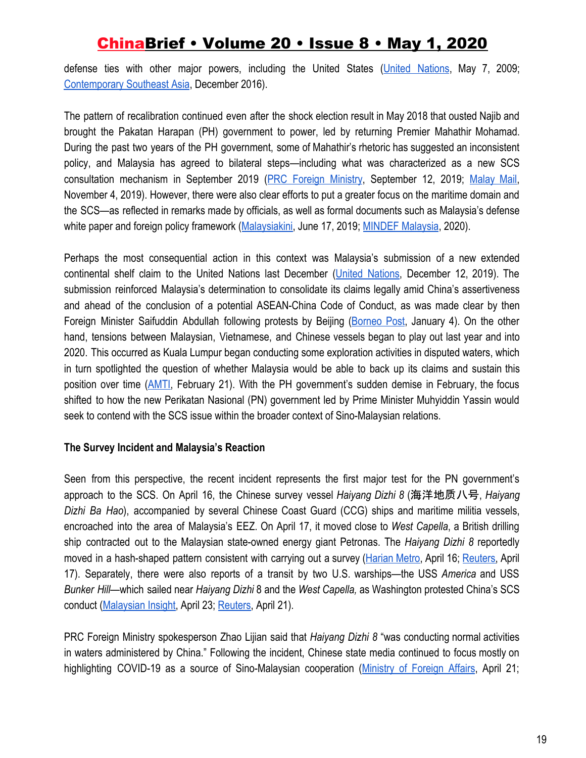defense ties with other major powers, including the United States (United Nations, May 7, 2009; Contemporary Southeast Asia, December 2016).

The pattern of recalibration continued even after the shock election result in May 2018 that ousted Najib and brought the Pakatan Harapan (PH) government to power, led by returning Premier Mahathir Mohamad. During the past two years of the PH government, some of Mahathir's rhetoric has suggested an inconsistent policy, and Malaysia has agreed to bilateral steps—including what was characterized as a new SCS consultation mechanism in September 2019 (PRC Foreign Ministry, September 12, 2019; Malay Mail, November 4, 2019). However, there were also clear efforts to put a greater focus on the maritime domain and the SCS—as reflected in remarks made by officials, as well as formal documents such as Malaysia's defense white paper and foreign policy framework (Malaysiakini, June 17, 2019; MINDEF Malaysia, 2020).

Perhaps the most consequential action in this context was Malaysia's submission of a new extended continental shelf claim to the United Nations last December (United Nations, December 12, 2019). The submission reinforced Malaysia's determination to consolidate its claims legally amid China's assertiveness and ahead of the conclusion of a potential ASEAN-China Code of Conduct, as was made clear by then Foreign Minister Saifuddin Abdullah following protests by Beijing (Borneo Post, January 4). On the other hand, tensions between Malaysian, Vietnamese, and Chinese vessels began to play out last year and into 2020. This occurred as Kuala Lumpur began conducting some exploration activities in disputed waters, which in turn spotlighted the question of whether Malaysia would be able to back up its claims and sustain this position over time (AMTI, February 21). With the PH government's sudden demise in February, the focus shifted to how the new Perikatan Nasional (PN) government led by Prime Minister Muhyiddin Yassin would seek to contend with the SCS issue within the broader context of Sino-Malaysian relations.

**The Survey Incident and Malaysia's Reaction**

Seen from this perspective, the recent incident represents the first major test for the PN government's approach to the SCS. On April 16, the Chinese survey vessel *Haiyang Dizhi 8* (海洋地质八号, *Haiyang Dizhi Ba Hao*), accompanied by several Chinese Coast Guard (CCG) ships and maritime militia vessels, encroached into the area of Malaysia's EEZ. On April 17, it moved close to *West Capella*, a British drilling ship contracted out to the Malaysian state-owned energy giant Petronas. The *Haiyang Dizhi 8* reportedly moved in a hash-shaped pattern consistent with carrying out a survey (Harian Metro, April 16; Reuters, April 17). Separately, there were also reports of a transit by two U.S. warships—the USS *America* and USS *Bunker Hill*—which sailed near *Haiyang Dizhi* 8 and the *West Capella,* as Washington protested China's SCS conduct (Malaysian Insight, April 23; Reuters, April 21).

PRC Foreign Ministry spokesperson Zhao Lijian said that *Haiyang Dizhi 8* "was conducting normal activities in waters administered by China." Following the incident, Chinese state media continued to focus mostly on highlighting COVID-19 as a source of Sino-Malaysian cooperation (Ministry of Foreign Affairs, April 21;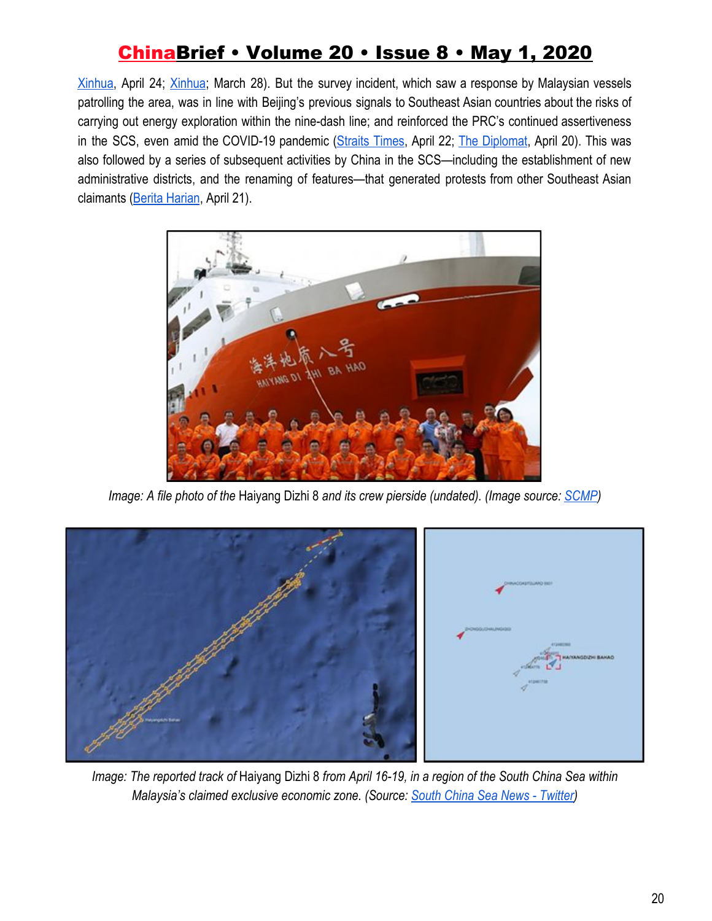Xinhua, April 24; Xinhua; March 28). But the survey incident, which saw a response by Malaysian vessels patrolling the area, was in line with Beijing's previous signals to Southeast Asian countries about the risks of carrying out energy exploration within the nine-dash line; and reinforced the PRC's continued assertiveness in the SCS, even amid the COVID-19 pandemic (Straits Times, April 22; The Diplomat, April 20). This was also followed by a series of subsequent activities by China in the SCS—including the establishment of new administrative districts, and the renaming of features—that generated protests from other Southeast Asian claimants (Berita Harian, April 21).

*Image: A file photo of the* Haiyang Dizhi 8 *and its crew pierside (undated). (Image source: SCMP)*

*Image: The reported track of* Haiyang Dizhi 8 *from April 16-19, in a region of the South China Sea within Malaysia's claimed exclusive economic zone. (Source: South China Sea News - Twitter)*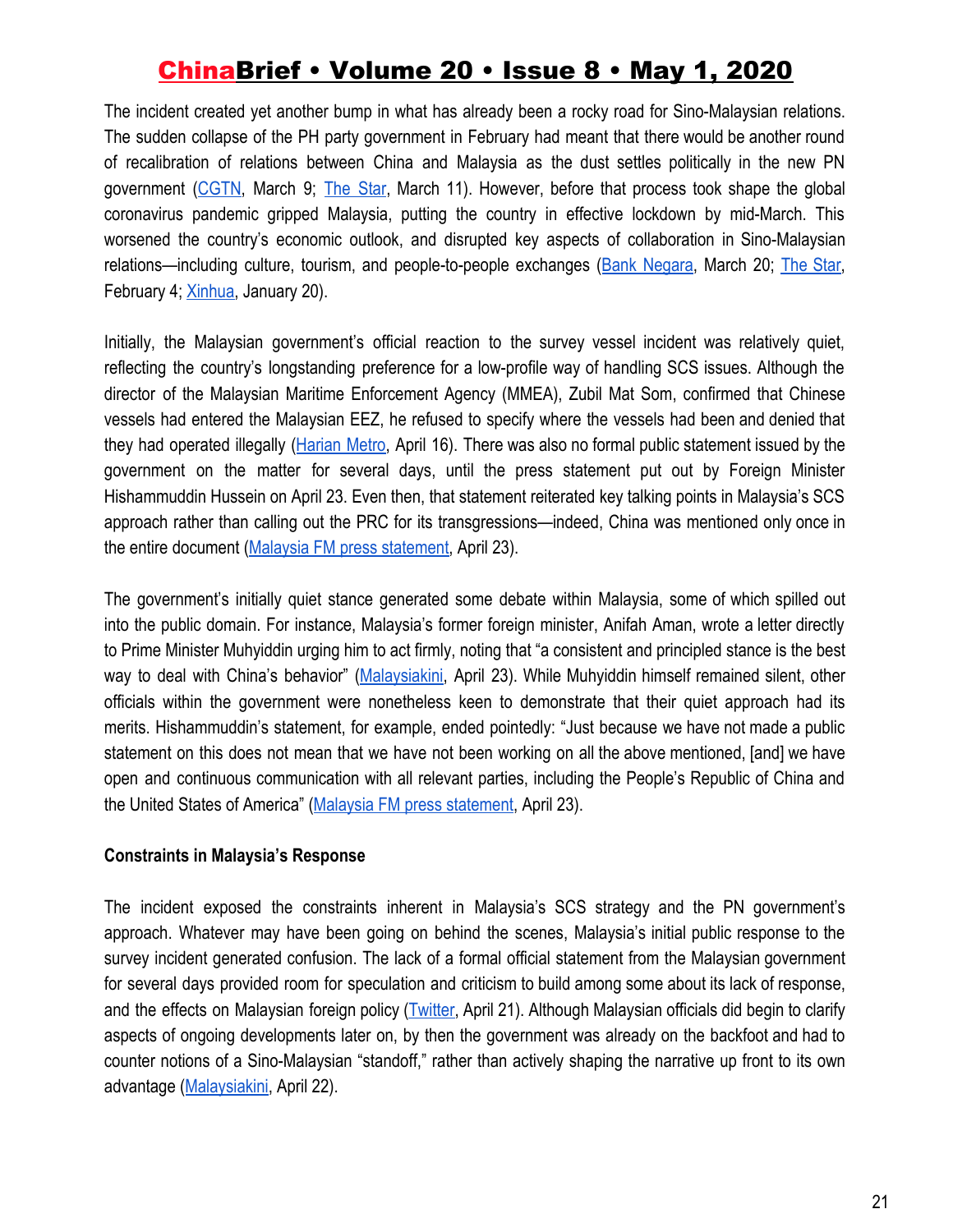The incident created yet another bump in what has already been a rocky road for Sino-Malaysian relations. The sudden collapse of the PH party government in February had meant that there would be another round of recalibration of relations between China and Malaysia as the dust settles politically in the new PN government (CGTN, March 9; The Star, March 11). However, before that process took shape the global coronavirus pandemic gripped Malaysia, putting the country in effective lockdown by mid-March. This worsened the country's economic outlook, and disrupted key aspects of collaboration in Sino-Malaysian relations—including culture, tourism, and people-to-people exchanges (Bank Negara, March 20; The Star, February 4; Xinhua, January 20).

Initially, the Malaysian government's official reaction to the survey vessel incident was relatively quiet, reflecting the country's longstanding preference for a low-profile way of handling SCS issues. Although the director of the Malaysian Maritime Enforcement Agency (MMEA), Zubil Mat Som, confirmed that Chinese vessels had entered the Malaysian EEZ, he refused to specify where the vessels had been and denied that they had operated illegally (Harian Metro, April 16). There was also no formal public statement issued by the government on the matter for several days, until the press statement put out by Foreign Minister Hishammuddin Hussein on April 23. Even then, that statement reiterated key talking points in Malaysia's SCS approach rather than calling out the PRC for its transgressions—indeed, China was mentioned only once in the entire document (Malaysia FM press statement, April 23).

The government's initially quiet stance generated some debate within Malaysia, some of which spilled out into the public domain. For instance, Malaysia's former foreign minister, Anifah Aman, wrote a letter directly to Prime Minister Muhyiddin urging him to act firmly, noting that "a consistent and principled stance is the best way to deal with China's behavior" (Malaysiakini, April 23). While Muhyiddin himself remained silent, other officials within the government were nonetheless keen to demonstrate that their quiet approach had its merits. Hishammuddin's statement, for example, ended pointedly: "Just because we have not made a public statement on this does not mean that we have not been working on all the above mentioned, [and] we have open and continuous communication with all relevant parties, including the People's Republic of China and the United States of America" (Malaysia FM press statement, April 23).

**Constraints in Malaysia's Response**

The incident exposed the constraints inherent in Malaysia's SCS strategy and the PN government's approach. Whatever may have been going on behind the scenes, Malaysia's initial public response to the survey incident generated confusion. The lack of a formal official statement from the Malaysian government for several days provided room for speculation and criticism to build among some about its lack of response, and the effects on Malaysian foreign policy (Twitter, April 21). Although Malaysian officials did begin to clarify aspects of ongoing developments later on, by then the government was already on the backfoot and had to counter notions of a Sino-Malaysian "standoff," rather than actively shaping the narrative up front to its own advantage (Malaysiakini, April 22).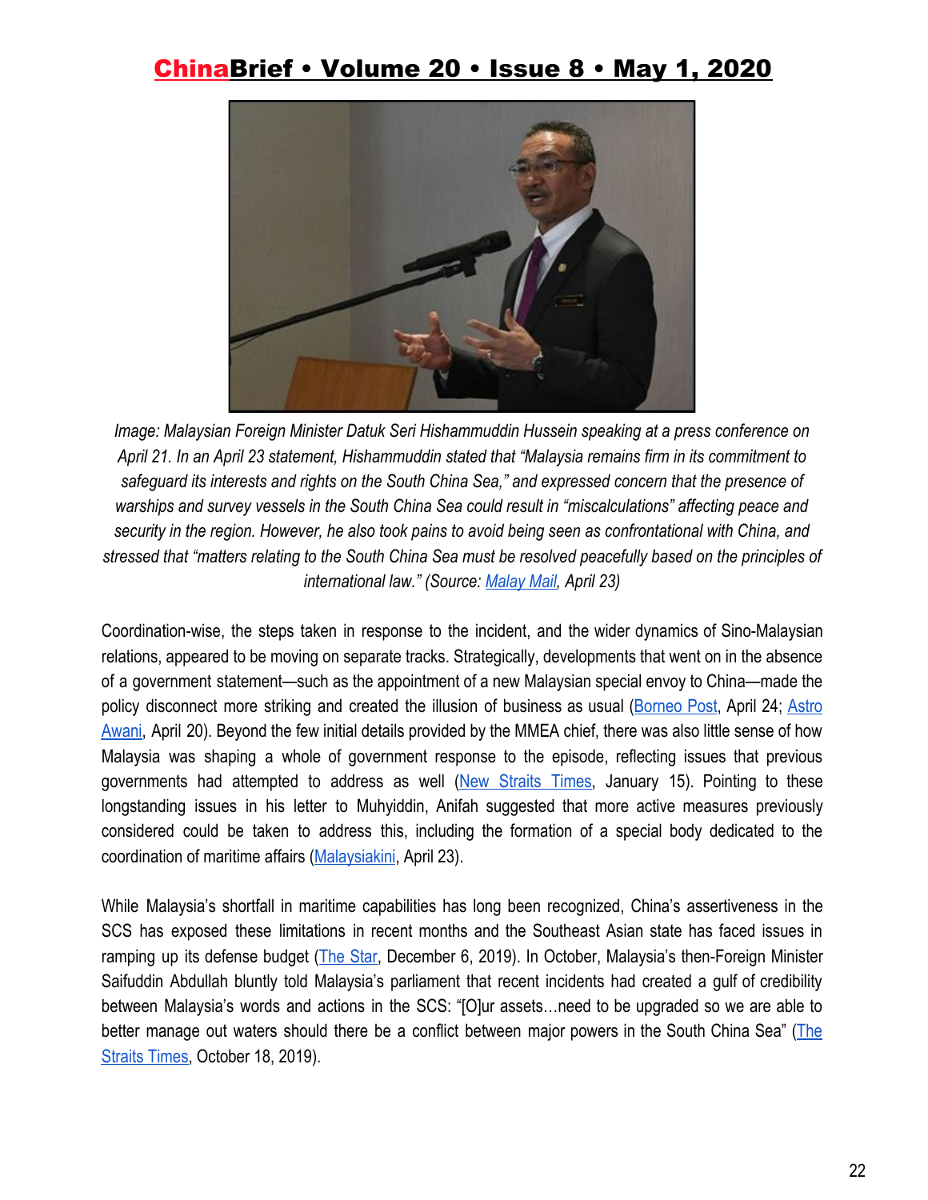*Image: Malaysian Foreign Minister Datuk Seri Hishammuddin Hussein speaking at a press conference on April 21. In an April 23 statement, Hishammuddin stated that "Malaysia remains firm in its commitment to safeguard its interests and rights on the South China Sea," and expressed concern that the presence of warships and survey vessels in the South China Sea could result in "miscalculations" affecting peace and security in the region. However, he also took pains to avoid being seen as confrontational with China, and stressed that "matters relating to the South China Sea must be resolved peacefully based on the principles of international law." (Source: Malay Mail, April 23)*

Coordination-wise, the steps taken in response to the incident, and the wider dynamics of Sino-Malaysian relations, appeared to be moving on separate tracks. Strategically, developments that went on in the absence of a government statement—such as the appointment of a new Malaysian special envoy to China—made the policy disconnect more striking and created the illusion of business as usual (Borneo Post, April 24; Astro Awani, April 20). Beyond the few initial details provided by the MMEA chief, there was also little sense of how Malaysia was shaping a whole of government response to the episode, reflecting issues that previous governments had attempted to address as well (New Straits Times, January 15). Pointing to these longstanding issues in his letter to Muhyiddin, Anifah suggested that more active measures previously considered could be taken to address this, including the formation of a special body dedicated to the coordination of maritime affairs (Malaysiakini, April 23).

While Malaysia's shortfall in maritime capabilities has long been recognized, China's assertiveness in the SCS has exposed these limitations in recent months and the Southeast Asian state has faced issues in ramping up its defense budget (The Star, December 6, 2019). In October, Malaysia's then-Foreign Minister Saifuddin Abdullah bluntly told Malaysia's parliament that recent incidents had created a gulf of credibility between Malaysia's words and actions in the SCS: "[O]ur assets…need to be upgraded so we are able to better manage out waters should there be a conflict between major powers in the South China Sea" (The Straits Times, October 18, 2019).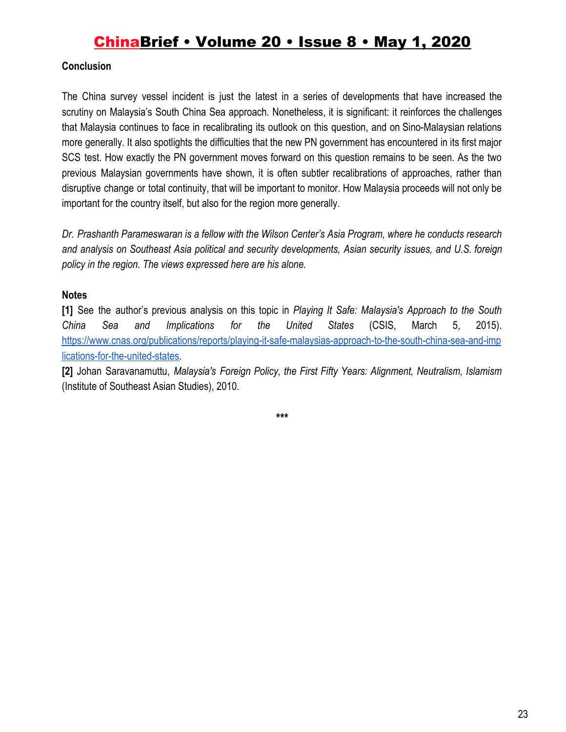**Conclusion**

The China survey vessel incident is just the latest in a series of developments that have increased the scrutiny on Malaysia's South China Sea approach. Nonetheless, it is significant: it reinforces the challenges that Malaysia continues to face in recalibrating its outlook on this question, and on Sino-Malaysian relations more generally. It also spotlights the difficulties that the new PN government has encountered in its first major SCS test. How exactly the PN government moves forward on this question remains to be seen. As the two previous Malaysian governments have shown, it is often subtler recalibrations of approaches, rather than disruptive change or total continuity, that will be important to monitor. How Malaysia proceeds will not only be important for the country itself, but also for the region more generally.

*Dr. Prashanth Parameswaran is a fellow with the Wilson Center's Asia Program, where he conducts research and analysis on Southeast Asia political and security developments, Asian security issues, and U.S. foreign policy in the region. The views expressed here are his alone.*

**Notes**

**[1]** See the author's previous analysis on this topic in *Playing It Safe: Malaysia's Approach to the South China Sea and Implications for the United States* (CSIS, March 5, 2015). https://www.cnas.org/publications/reports/playing-it-safe-malaysias-approach-to-the-south-china-sea-and-implications-for-the-united-states.

**[2]** Johan Saravanamuttu, *Malaysia's Foreign Policy, the First Fifty Years: Alignment, Neutralism, Islamism* (Institute of Southeast Asian Studies), 2010.

***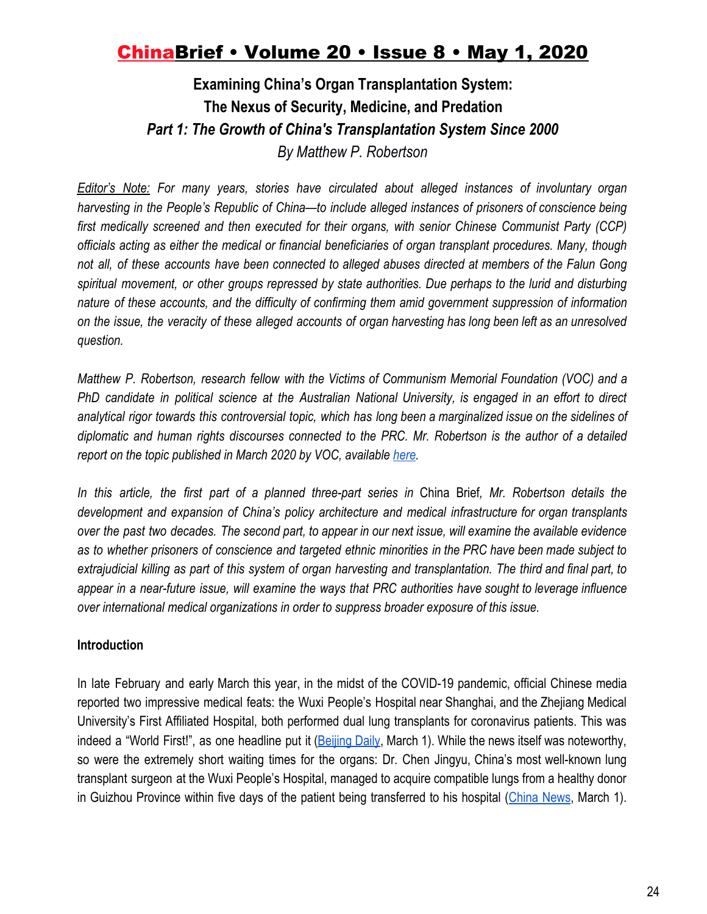# Examining China's Organ Transplantation System: The Nexus of Security, Medicine, and Predation

## *Part 1: The Growth of China's Transplantation System Since 2000*

*By Matthew P. Robertson*

*Editor's Note: For many years, stories have circulated about alleged instances of involuntary organ harvesting in the People's Republic of China—to include alleged instances of prisoners of conscience being first medically screened and then executed for their organs, with senior Chinese Communist Party (CCP) officials acting as either the medical or financial beneficiaries of organ transplant procedures. Many, though not all, of these accounts have been connected to alleged abuses directed at members of the Falun Gong spiritual movement, or other groups repressed by state authorities. Due perhaps to the lurid and disturbing nature of these accounts, and the difficulty of confirming them amid government suppression of information on the issue, the veracity of these alleged accounts of organ harvesting has long been left as an unresolved question.*

*Matthew P. Robertson, research fellow with the Victims of Communism Memorial Foundation (VOC) and a PhD candidate in political science at the Australian National University, is engaged in an effort to direct analytical rigor towards this controversial topic, which has long been a marginalized issue on the sidelines of diplomatic and human rights discourses connected to the PRC. Mr. Robertson is the author of a detailed report on the topic published in March 2020 by VOC, available here.*

*In this article, the first part of a planned three-part series in* China Brief*, Mr. Robertson details the development and expansion of China's policy architecture and medical infrastructure for organ transplants over the past two decades. The second part, to appear in our next issue, will examine the available evidence as to whether prisoners of conscience and targeted ethnic minorities in the PRC have been made subject to extrajudicial killing as part of this system of organ harvesting and transplantation. The third and final part, to appear in a near-future issue, will examine the ways that PRC authorities have sought to leverage influence over international medical organizations in order to suppress broader exposure of this issue.*

### Introduction

In late February and early March this year, in the midst of the COVID-19 pandemic, official Chinese media reported two impressive medical feats: the Wuxi People's Hospital near Shanghai, and the Zhejiang Medical University's First Affiliated Hospital, both performed dual lung transplants for coronavirus patients. This was indeed a "World First!", as one headline put it (Beijing Daily, March 1). While the news itself was noteworthy, so were the extremely short waiting times for the organs: Dr. Chen Jingyu, China's most well-known lung transplant surgeon at the Wuxi People's Hospital, managed to acquire compatible lungs from a healthy donor in Guizhou Province within five days of the patient being transferred to his hospital (China News, March 1).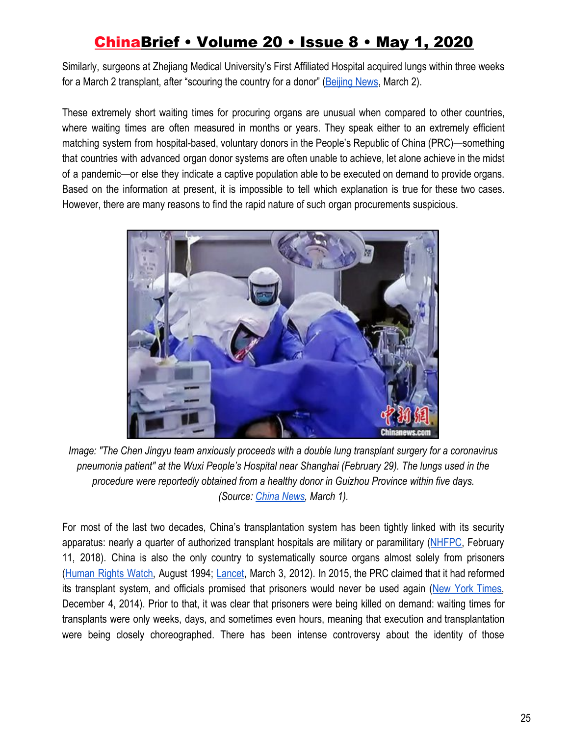Similarly, surgeons at Zhejiang Medical University's First Affiliated Hospital acquired lungs within three weeks for a March 2 transplant, after "scouring the country for a donor" (Beijing News, March 2).

These extremely short waiting times for procuring organs are unusual when compared to other countries, where waiting times are often measured in months or years. They speak either to an extremely efficient matching system from hospital-based, voluntary donors in the People's Republic of China (PRC)—something that countries with advanced organ donor systems are often unable to achieve, let alone achieve in the midst of a pandemic—or else they indicate a captive population able to be executed on demand to provide organs. Based on the information at present, it is impossible to tell which explanation is true for these two cases. However, there are many reasons to find the rapid nature of such organ procurements suspicious.

*Image: "The Chen Jingyu team anxiously proceeds with a double lung transplant surgery for a coronavirus pneumonia patient" at the Wuxi People's Hospital near Shanghai (February 29). The lungs used in the procedure were reportedly obtained from a healthy donor in Guizhou Province within five days. (Source: China News, March 1).*

For most of the last two decades, China's transplantation system has been tightly linked with its security apparatus: nearly a quarter of authorized transplant hospitals are military or paramilitary (NHFPC, February 11, 2018). China is also the only country to systematically source organs almost solely from prisoners (Human Rights Watch, August 1994; Lancet, March 3, 2012). In 2015, the PRC claimed that it had reformed its transplant system, and officials promised that prisoners would never be used again (New York Times, December 4, 2014). Prior to that, it was clear that prisoners were being killed on demand: waiting times for transplants were only weeks, days, and sometimes even hours, meaning that execution and transplantation were being closely choreographed. There has been intense controversy about the identity of those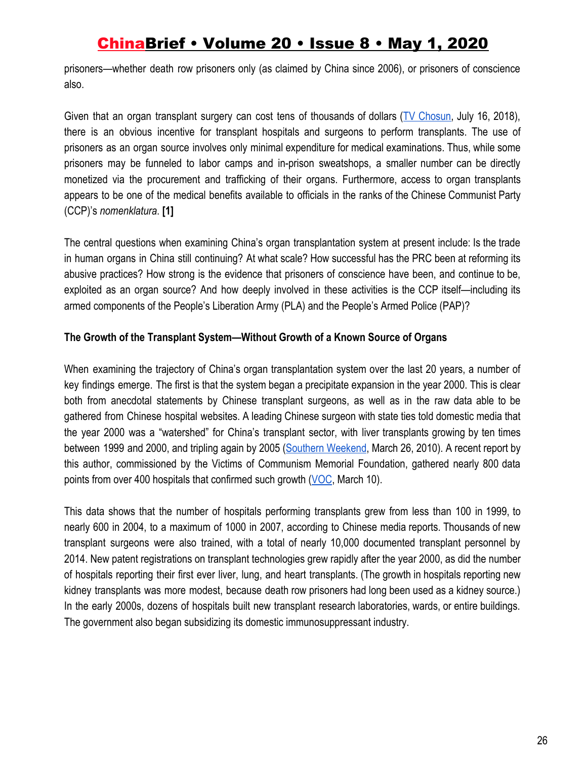prisoners—whether death row prisoners only (as claimed by China since 2006), or prisoners of conscience also.

Given that an organ transplant surgery can cost tens of thousands of dollars (TV Chosun, July 16, 2018), there is an obvious incentive for transplant hospitals and surgeons to perform transplants. The use of prisoners as an organ source involves only minimal expenditure for medical examinations. Thus, while some prisoners may be funneled to labor camps and in-prison sweatshops, a smaller number can be directly monetized via the procurement and trafficking of their organs. Furthermore, access to organ transplants appears to be one of the medical benefits available to officials in the ranks of the Chinese Communist Party (CCP)'s *nomenklatura*. **[1]**

The central questions when examining China's organ transplantation system at present include: Is the trade in human organs in China still continuing? At what scale? How successful has the PRC been at reforming its abusive practices? How strong is the evidence that prisoners of conscience have been, and continue to be, exploited as an organ source? And how deeply involved in these activities is the CCP itself—including its armed components of the People's Liberation Army (PLA) and the People's Armed Police (PAP)?

**The Growth of the Transplant System—Without Growth of a Known Source of Organs**

When examining the trajectory of China's organ transplantation system over the last 20 years, a number of key findings emerge. The first is that the system began a precipitate expansion in the year 2000. This is clear both from anecdotal statements by Chinese transplant surgeons, as well as in the raw data able to be gathered from Chinese hospital websites. A leading Chinese surgeon with state ties told domestic media that the year 2000 was a "watershed" for China's transplant sector, with liver transplants growing by ten times between 1999 and 2000, and tripling again by 2005 (Southern Weekend, March 26, 2010). A recent report by this author, commissioned by the Victims of Communism Memorial Foundation, gathered nearly 800 data points from over 400 hospitals that confirmed such growth (VOC, March 10).

This data shows that the number of hospitals performing transplants grew from less than 100 in 1999, to nearly 600 in 2004, to a maximum of 1000 in 2007, according to Chinese media reports. Thousands of new transplant surgeons were also trained, with a total of nearly 10,000 documented transplant personnel by 2014. New patent registrations on transplant technologies grew rapidly after the year 2000, as did the number of hospitals reporting their first ever liver, lung, and heart transplants. (The growth in hospitals reporting new kidney transplants was more modest, because death row prisoners had long been used as a kidney source.) In the early 2000s, dozens of hospitals built new transplant research laboratories, wards, or entire buildings. The government also began subsidizing its domestic immunosuppressant industry.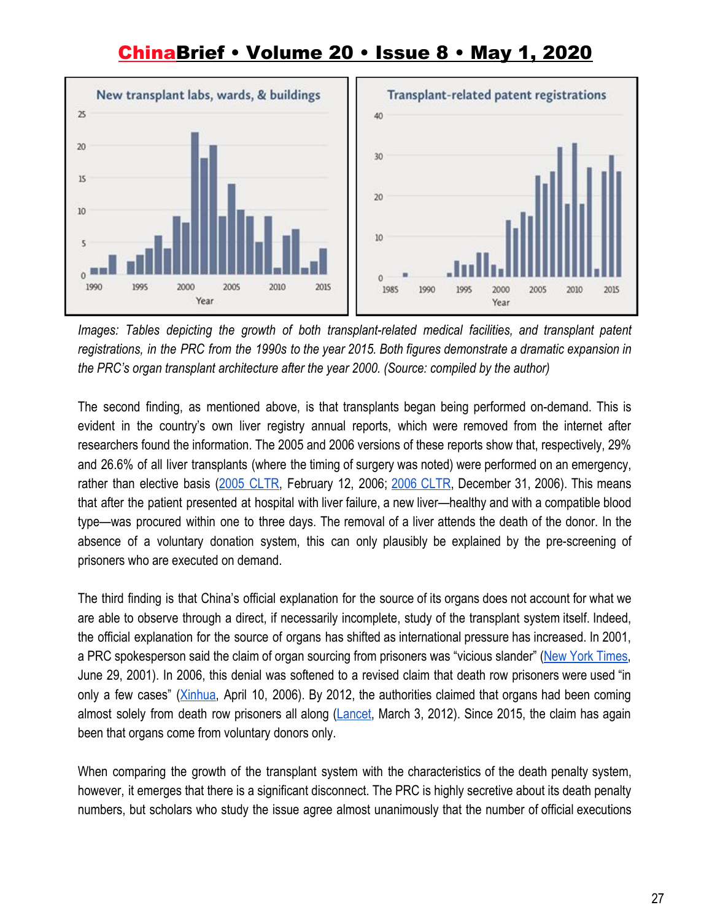*Images: Tables depicting the growth of both transplant-related medical facilities, and transplant patent registrations, in the PRC from the 1990s to the year 2015. Both figures demonstrate a dramatic expansion in the PRC's organ transplant architecture after the year 2000. (Source: compiled by the author)*

The second finding, as mentioned above, is that transplants began being performed on-demand. This is evident in the country's own liver registry annual reports, which were removed from the internet after researchers found the information. The 2005 and 2006 versions of these reports show that, respectively, 29% and 26.6% of all liver transplants (where the timing of surgery was noted) were performed on an emergency, rather than elective basis (2005 CLTR, February 12, 2006; 2006 CLTR, December 31, 2006). This means that after the patient presented at hospital with liver failure, a new liver—healthy and with a compatible blood type—was procured within one to three days. The removal of a liver attends the death of the donor. In the absence of a voluntary donation system, this can only plausibly be explained by the pre-screening of prisoners who are executed on demand.

The third finding is that China's official explanation for the source of its organs does not account for what we are able to observe through a direct, if necessarily incomplete, study of the transplant system itself. Indeed, the official explanation for the source of organs has shifted as international pressure has increased. In 2001, a PRC spokesperson said the claim of organ sourcing from prisoners was "vicious slander" (New York Times, June 29, 2001). In 2006, this denial was softened to a revised claim that death row prisoners were used "in only a few cases" (Xinhua, April 10, 2006). By 2012, the authorities claimed that organs had been coming almost solely from death row prisoners all along (Lancet, March 3, 2012). Since 2015, the claim has again been that organs come from voluntary donors only.

When comparing the growth of the transplant system with the characteristics of the death penalty system, however, it emerges that there is a significant disconnect. The PRC is highly secretive about its death penalty numbers, but scholars who study the issue agree almost unanimously that the number of official executions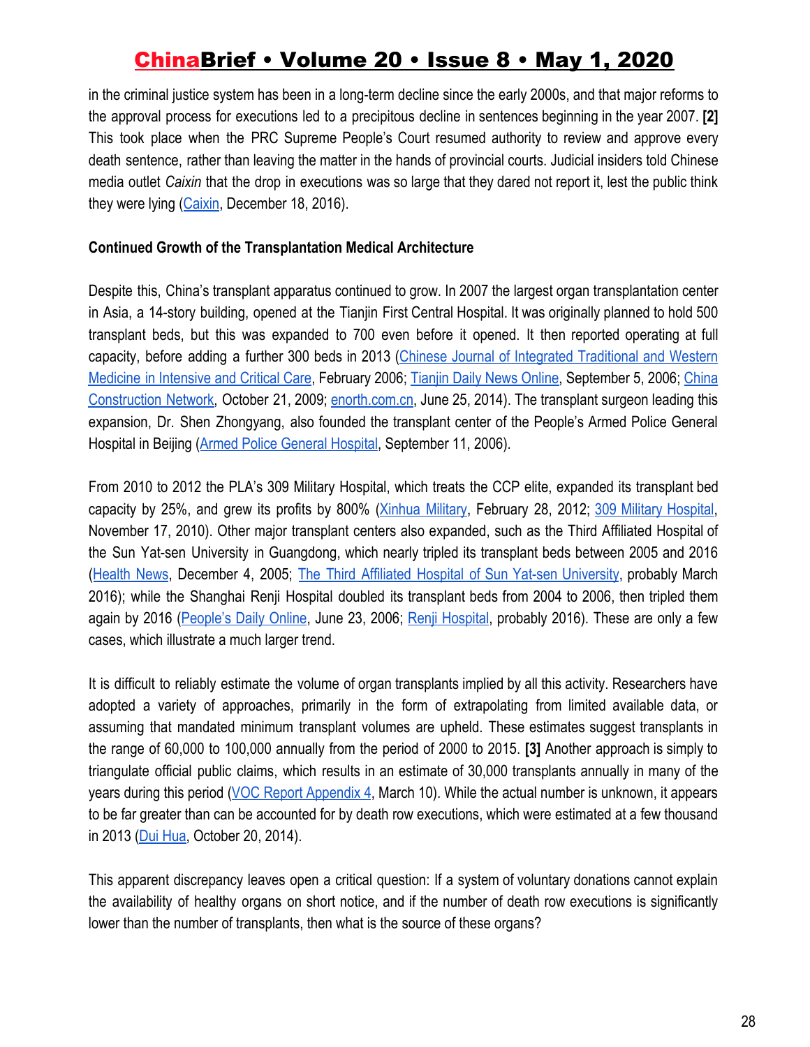in the criminal justice system has been in a long-term decline since the early 2000s, and that major reforms to the approval process for executions led to a precipitous decline in sentences beginning in the year 2007. **[2]** This took place when the PRC Supreme People's Court resumed authority to review and approve every death sentence, rather than leaving the matter in the hands of provincial courts. Judicial insiders told Chinese media outlet *Caixin* that the drop in executions was so large that they dared not report it, lest the public think they were lying (Caixin, December 18, 2016).

**Continued Growth of the Transplantation Medical Architecture**

Despite this, China's transplant apparatus continued to grow. In 2007 the largest organ transplantation center in Asia, a 14-story building, opened at the Tianjin First Central Hospital. It was originally planned to hold 500 transplant beds, but this was expanded to 700 even before it opened. It then reported operating at full capacity, before adding a further 300 beds in 2013 (Chinese Journal of Integrated Traditional and Western Medicine in Intensive and Critical Care, February 2006; Tianjin Daily News Online, September 5, 2006; China Construction Network, October 21, 2009; enorth.com.cn, June 25, 2014). The transplant surgeon leading this expansion, Dr. Shen Zhongyang, also founded the transplant center of the People's Armed Police General Hospital in Beijing (Armed Police General Hospital, September 11, 2006).

From 2010 to 2012 the PLA's 309 Military Hospital, which treats the CCP elite, expanded its transplant bed capacity by 25%, and grew its profits by 800% (Xinhua Military, February 28, 2012; 309 Military Hospital, November 17, 2010). Other major transplant centers also expanded, such as the Third Affiliated Hospital of the Sun Yat-sen University in Guangdong, which nearly tripled its transplant beds between 2005 and 2016 (Health News, December 4, 2005; The Third Affiliated Hospital of Sun Yat-sen University, probably March 2016); while the Shanghai Renji Hospital doubled its transplant beds from 2004 to 2006, then tripled them again by 2016 (People's Daily Online, June 23, 2006; Renji Hospital, probably 2016). These are only a few cases, which illustrate a much larger trend.

It is difficult to reliably estimate the volume of organ transplants implied by all this activity. Researchers have adopted a variety of approaches, primarily in the form of extrapolating from limited available data, or assuming that mandated minimum transplant volumes are upheld. These estimates suggest transplants in the range of 60,000 to 100,000 annually from the period of 2000 to 2015. **[3]** Another approach is simply to triangulate official public claims, which results in an estimate of 30,000 transplants annually in many of the years during this period (VOC Report Appendix 4, March 10). While the actual number is unknown, it appears to be far greater than can be accounted for by death row executions, which were estimated at a few thousand in 2013 (Dui Hua, October 20, 2014).

This apparent discrepancy leaves open a critical question: If a system of voluntary donations cannot explain the availability of healthy organs on short notice, and if the number of death row executions is significantly lower than the number of transplants, then what is the source of these organs?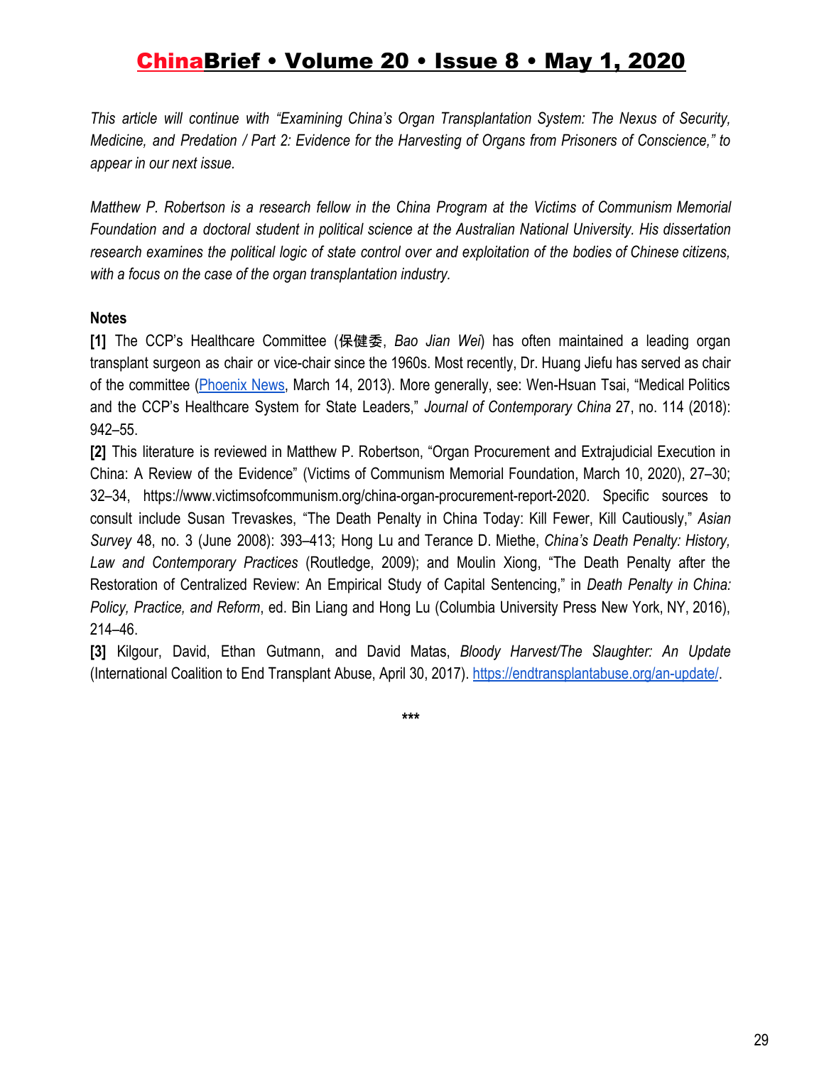*This article will continue with "Examining China's Organ Transplantation System: The Nexus of Security, Medicine, and Predation / Part 2: Evidence for the Harvesting of Organs from Prisoners of Conscience," to appear in our next issue.*

*Matthew P. Robertson is a research fellow in the China Program at the Victims of Communism Memorial Foundation and a doctoral student in political science at the Australian National University. His dissertation research examines the political logic of state control over and exploitation of the bodies of Chinese citizens, with a focus on the case of the organ transplantation industry.*

**Notes**

**[1]** The CCP's Healthcare Committee (保健委, *Bao Jian Wei*) has often maintained a leading organ transplant surgeon as chair or vice-chair since the 1960s. Most recently, Dr. Huang Jiefu has served as chair of the committee (Phoenix News, March 14, 2013). More generally, see: Wen-Hsuan Tsai, "Medical Politics and the CCP's Healthcare System for State Leaders," *Journal of Contemporary China* 27, no. 114 (2018): 942–55.

**[2]** This literature is reviewed in Matthew P. Robertson, "Organ Procurement and Extrajudicial Execution in China: A Review of the Evidence" (Victims of Communism Memorial Foundation, March 10, 2020), 27–30; 32–34, https://www.victimsofcommunism.org/china-organ-procurement-report-2020. Specific sources to consult include Susan Trevaskes, "The Death Penalty in China Today: Kill Fewer, Kill Cautiously," *Asian Survey* 48, no. 3 (June 2008): 393–413; Hong Lu and Terance D. Miethe, *China's Death Penalty: History, Law and Contemporary Practices* (Routledge, 2009); and Moulin Xiong, "The Death Penalty after the Restoration of Centralized Review: An Empirical Study of Capital Sentencing," in *Death Penalty in China: Policy, Practice, and Reform*, ed. Bin Liang and Hong Lu (Columbia University Press New York, NY, 2016), 214–46.

**[3]** Kilgour, David, Ethan Gutmann, and David Matas, *Bloody Harvest/The Slaughter: An Update* (International Coalition to End Transplant Abuse, April 30, 2017). https://endtransplantabuse.org/an-update/.

\*\*\*